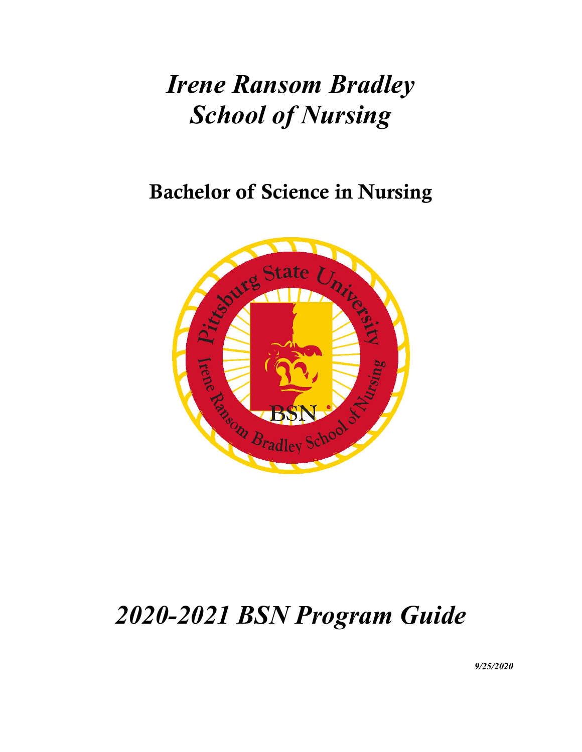# *Irene Ransom Bradley School of Nursing*

## Bachelor of Science in Nursing

# *2020-2021 BSN Program Guide*

*9/25/2020*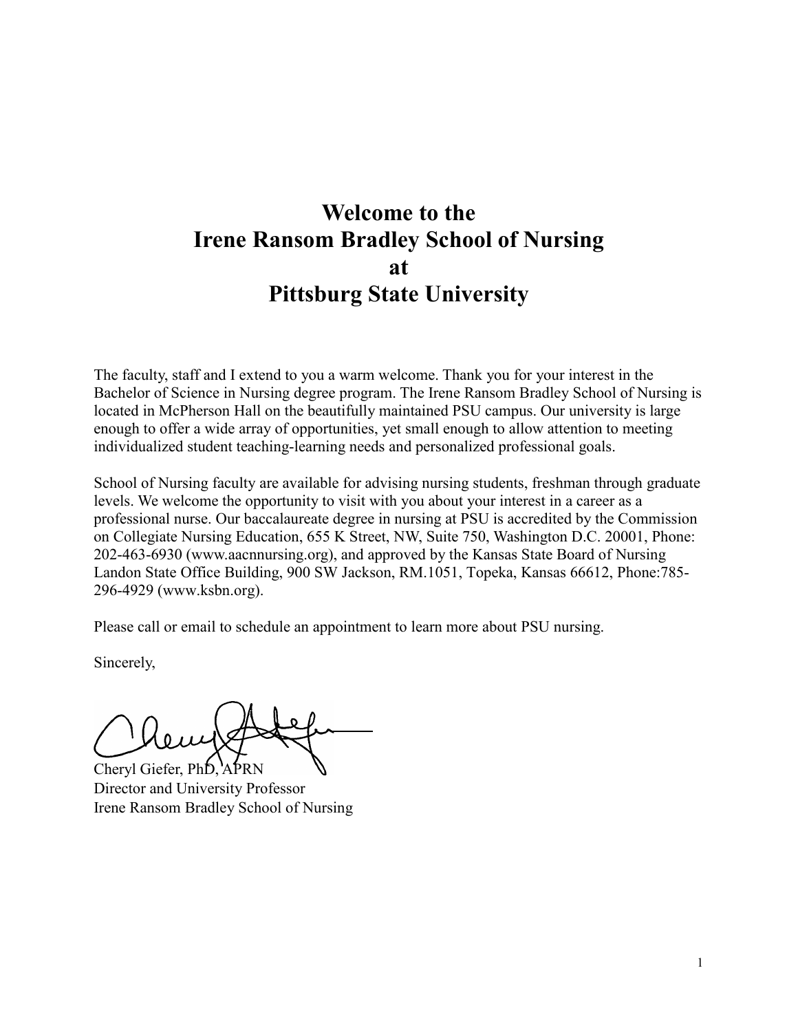# Welcome to the
# Irene Ransom Bradley School of Nursing
# at
# Pittsburg State University

The faculty, staff and I extend to you a warm welcome. Thank you for your interest in the Bachelor of Science in Nursing degree program. The Irene Ransom Bradley School of Nursing is located in McPherson Hall on the beautifully maintained PSU campus. Our university is large enough to offer a wide array of opportunities, yet small enough to allow attention to meeting individualized student teaching-learning needs and personalized professional goals.

School of Nursing faculty are available for advising nursing students, freshman through graduate levels. We welcome the opportunity to visit with you about your interest in a career as a professional nurse. Our baccalaureate degree in nursing at PSU is accredited by the Commission on Collegiate Nursing Education, 655 K Street, NW, Suite 750, Washington D.C. 20001, Phone: 202-463-6930 (www.aacnnursing.org), and approved by the Kansas State Board of Nursing Landon State Office Building, 900 SW Jackson, RM.1051, Topeka, Kansas 66612, Phone:785-296-4929 (www.ksbn.org).

Please call or email to schedule an appointment to learn more about PSU nursing.

Sincerely,

Cheryl Giefer, PhD, APRN
Director and University Professor
Irene Ransom Bradley School of Nursing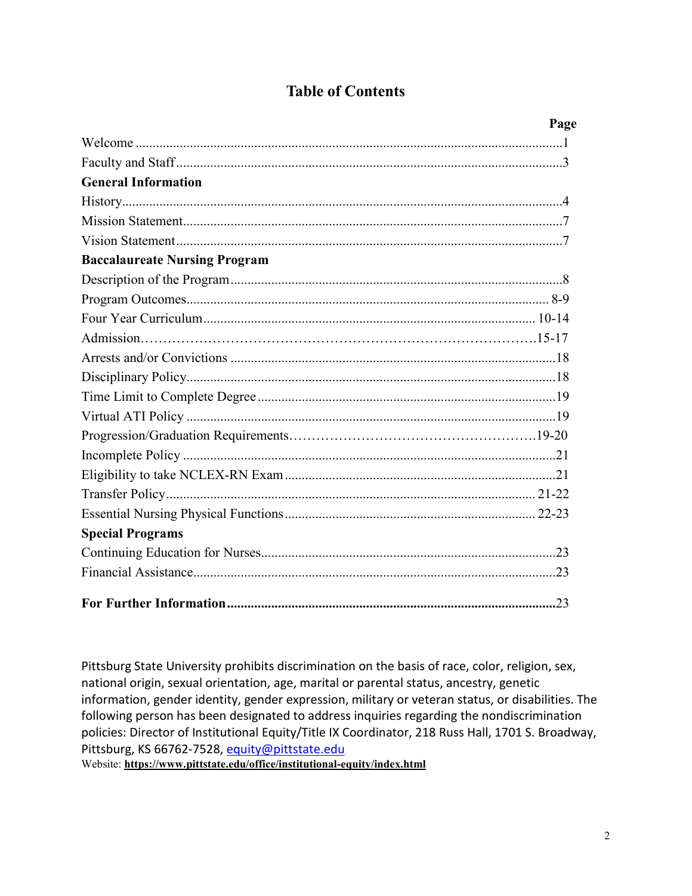# Table of Contents

| | Page |
|---|---|
| Welcome | 1 |
| Faculty and Staff | 3 |
| **General Information** | |
| History | 4 |
| Mission Statement | 7 |
| Vision Statement | 7 |
| **Baccalaureate Nursing Program** | |
| Description of the Program | 8 |
| Program Outcomes | 8-9 |
| Four Year Curriculum | 10-14 |
| Admission | 15-17 |
| Arrests and/or Convictions | 18 |
| Disciplinary Policy | 18 |
| Time Limit to Complete Degree | 19 |
| Virtual ATI Policy | 19 |
| Progression/Graduation Requirements | 19-20 |
| Incomplete Policy | 21 |
| Eligibility to take NCLEX-RN Exam | 21 |
| Transfer Policy | 21-22 |
| Essential Nursing Physical Functions | 22-23 |
| **Special Programs** | |
| Continuing Education for Nurses | 23 |
| Financial Assistance | 23 |
| **For Further Information** | 23 |

Pittsburg State University prohibits discrimination on the basis of race, color, religion, sex, national origin, sexual orientation, age, marital or parental status, ancestry, genetic information, gender identity, gender expression, military or veteran status, or disabilities. The following person has been designated to address inquiries regarding the nondiscrimination policies: Director of Institutional Equity/Title IX Coordinator, 218 Russ Hall, 1701 S. Broadway, Pittsburg, KS 66762-7528, equity@pittstate.edu

Website: **https://www.pittstate.edu/office/institutional-equity/index.html**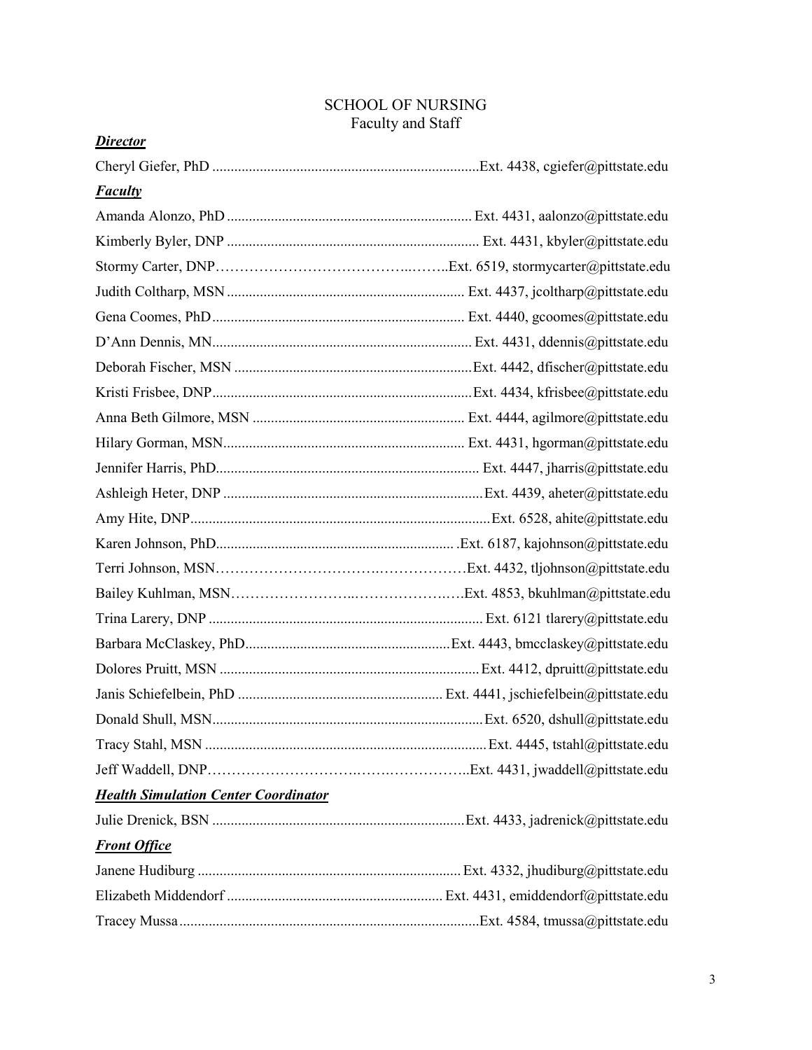# SCHOOL OF NURSING

## Faculty and Staff

***Director***

Cheryl Giefer, PhD ........................................................................Ext. 4438, cgiefer@pittstate.edu

***Faculty***

Amanda Alonzo, PhD .................................................................. Ext. 4431, aalonzo@pittstate.edu

Kimberly Byler, DNP .................................................................... Ext. 4431, kbyler@pittstate.edu

Stormy Carter, DNP………………………………..……..Ext. 6519, stormycarter@pittstate.edu

Judith Coltharp, MSN ................................................................ Ext. 4437, jcoltharp@pittstate.edu

Gena Coomes, PhD.................................................................... Ext. 4440, gcoomes@pittstate.edu

D'Ann Dennis, MN...................................................................... Ext. 4431, ddennis@pittstate.edu

Deborah Fischer, MSN ................................................................Ext. 4442, dfischer@pittstate.edu

Kristi Frisbee, DNP......................................................................Ext. 4434, kfrisbee@pittstate.edu

Anna Beth Gilmore, MSN .......................................................... Ext. 4444, agilmore@pittstate.edu

Hilary Gorman, MSN................................................................. Ext. 4431, hgorman@pittstate.edu

Jennifer Harris, PhD...................................................................... Ext. 4447, jharris@pittstate.edu

Ashleigh Heter, DNP ......................................................................Ext. 4439, aheter@pittstate.edu

Amy Hite, DNP................................................................................Ext. 6528, ahite@pittstate.edu

Karen Johnson, PhD................................................................ .Ext. 6187, kajohnson@pittstate.edu

Terri Johnson, MSN……………………………….……………Ext. 4432, tljohnson@pittstate.edu

Bailey Kuhlman, MSN…………………….………………….Ext. 4853, bkuhlman@pittstate.edu

Trina Larery, DNP .......................................................................... Ext. 6121 tlarery@pittstate.edu

Barbara McClaskey, PhD.......................................................Ext. 4443, bmcclaskey@pittstate.edu

Dolores Pruitt, MSN ......................................................................Ext. 4412, dpruitt@pittstate.edu

Janis Schiefelbein, PhD ....................................................... Ext. 4441, jschiefelbein@pittstate.edu

Donald Shull, MSN.........................................................................Ext. 6520, dshull@pittstate.edu

Tracy Stahl, MSN ............................................................................Ext. 4445, tstahl@pittstate.edu

Jeff Waddell, DNP……………………….……………………..Ext. 4431, jwaddell@pittstate.edu

***Health Simulation Center Coordinator***

Julie Drenick, BSN ....................................................................Ext. 4433, jadrenick@pittstate.edu

***Front Office***

Janene Hudiburg ....................................................................... Ext. 4332, jhudiburg@pittstate.edu

Elizabeth Middendorf .......................................................... Ext. 4431, emiddendorf@pittstate.edu

Tracey Mussa.................................................................................Ext. 4584, tmussa@pittstate.edu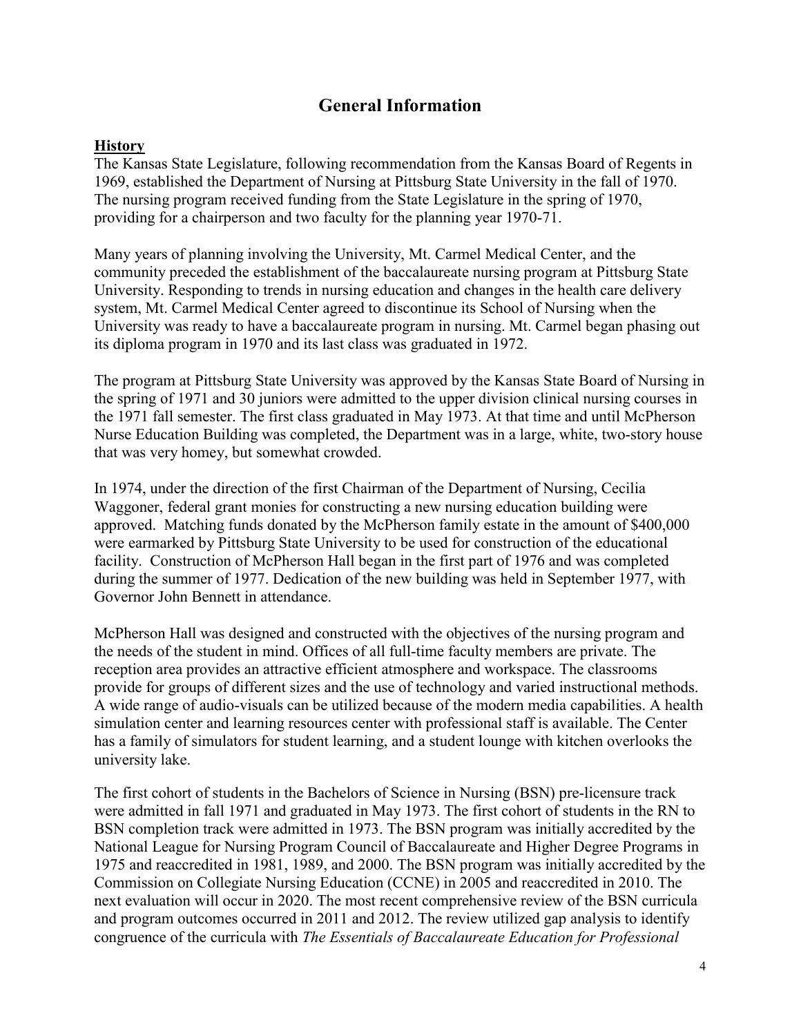# General Information

**History**

The Kansas State Legislature, following recommendation from the Kansas Board of Regents in 1969, established the Department of Nursing at Pittsburg State University in the fall of 1970. The nursing program received funding from the State Legislature in the spring of 1970, providing for a chairperson and two faculty for the planning year 1970-71.

Many years of planning involving the University, Mt. Carmel Medical Center, and the community preceded the establishment of the baccalaureate nursing program at Pittsburg State University. Responding to trends in nursing education and changes in the health care delivery system, Mt. Carmel Medical Center agreed to discontinue its School of Nursing when the University was ready to have a baccalaureate program in nursing. Mt. Carmel began phasing out its diploma program in 1970 and its last class was graduated in 1972.

The program at Pittsburg State University was approved by the Kansas State Board of Nursing in the spring of 1971 and 30 juniors were admitted to the upper division clinical nursing courses in the 1971 fall semester. The first class graduated in May 1973. At that time and until McPherson Nurse Education Building was completed, the Department was in a large, white, two-story house that was very homey, but somewhat crowded.

In 1974, under the direction of the first Chairman of the Department of Nursing, Cecilia Waggoner, federal grant monies for constructing a new nursing education building were approved. Matching funds donated by the McPherson family estate in the amount of $400,000 were earmarked by Pittsburg State University to be used for construction of the educational facility. Construction of McPherson Hall began in the first part of 1976 and was completed during the summer of 1977. Dedication of the new building was held in September 1977, with Governor John Bennett in attendance.

McPherson Hall was designed and constructed with the objectives of the nursing program and the needs of the student in mind. Offices of all full-time faculty members are private. The reception area provides an attractive efficient atmosphere and workspace. The classrooms provide for groups of different sizes and the use of technology and varied instructional methods. A wide range of audio-visuals can be utilized because of the modern media capabilities. A health simulation center and learning resources center with professional staff is available. The Center has a family of simulators for student learning, and a student lounge with kitchen overlooks the university lake.

The first cohort of students in the Bachelors of Science in Nursing (BSN) pre-licensure track were admitted in fall 1971 and graduated in May 1973. The first cohort of students in the RN to BSN completion track were admitted in 1973. The BSN program was initially accredited by the National League for Nursing Program Council of Baccalaureate and Higher Degree Programs in 1975 and reaccredited in 1981, 1989, and 2000. The BSN program was initially accredited by the Commission on Collegiate Nursing Education (CCNE) in 2005 and reaccredited in 2010. The next evaluation will occur in 2020. The most recent comprehensive review of the BSN curricula and program outcomes occurred in 2011 and 2012. The review utilized gap analysis to identify congruence of the curricula with *The Essentials of Baccalaureate Education for Professional*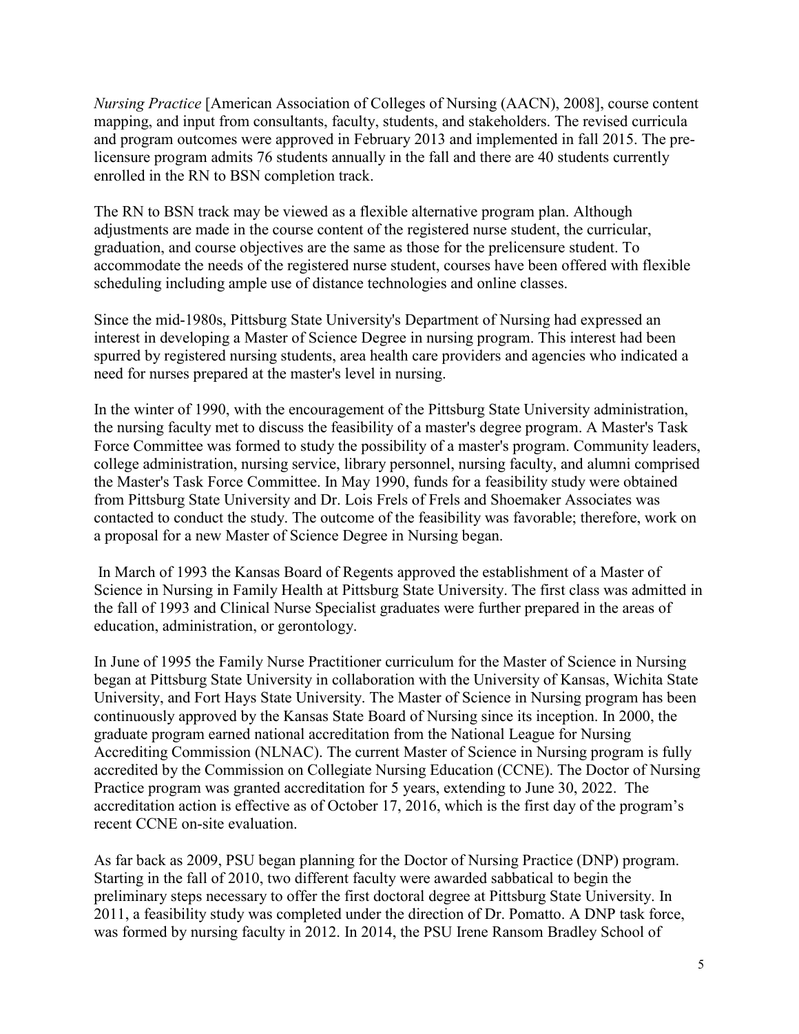*Nursing Practice* [American Association of Colleges of Nursing (AACN), 2008], course content mapping, and input from consultants, faculty, students, and stakeholders. The revised curricula and program outcomes were approved in February 2013 and implemented in fall 2015. The pre-licensure program admits 76 students annually in the fall and there are 40 students currently enrolled in the RN to BSN completion track.

The RN to BSN track may be viewed as a flexible alternative program plan. Although adjustments are made in the course content of the registered nurse student, the curricular, graduation, and course objectives are the same as those for the prelicensure student. To accommodate the needs of the registered nurse student, courses have been offered with flexible scheduling including ample use of distance technologies and online classes.

Since the mid-1980s, Pittsburg State University's Department of Nursing had expressed an interest in developing a Master of Science Degree in nursing program. This interest had been spurred by registered nursing students, area health care providers and agencies who indicated a need for nurses prepared at the master's level in nursing.

In the winter of 1990, with the encouragement of the Pittsburg State University administration, the nursing faculty met to discuss the feasibility of a master's degree program. A Master's Task Force Committee was formed to study the possibility of a master's program. Community leaders, college administration, nursing service, library personnel, nursing faculty, and alumni comprised the Master's Task Force Committee. In May 1990, funds for a feasibility study were obtained from Pittsburg State University and Dr. Lois Frels of Frels and Shoemaker Associates was contacted to conduct the study. The outcome of the feasibility was favorable; therefore, work on a proposal for a new Master of Science Degree in Nursing began.

In March of 1993 the Kansas Board of Regents approved the establishment of a Master of Science in Nursing in Family Health at Pittsburg State University. The first class was admitted in the fall of 1993 and Clinical Nurse Specialist graduates were further prepared in the areas of education, administration, or gerontology.

In June of 1995 the Family Nurse Practitioner curriculum for the Master of Science in Nursing began at Pittsburg State University in collaboration with the University of Kansas, Wichita State University, and Fort Hays State University. The Master of Science in Nursing program has been continuously approved by the Kansas State Board of Nursing since its inception. In 2000, the graduate program earned national accreditation from the National League for Nursing Accrediting Commission (NLNAC). The current Master of Science in Nursing program is fully accredited by the Commission on Collegiate Nursing Education (CCNE). The Doctor of Nursing Practice program was granted accreditation for 5 years, extending to June 30, 2022. The accreditation action is effective as of October 17, 2016, which is the first day of the program's recent CCNE on-site evaluation.

As far back as 2009, PSU began planning for the Doctor of Nursing Practice (DNP) program. Starting in the fall of 2010, two different faculty were awarded sabbatical to begin the preliminary steps necessary to offer the first doctoral degree at Pittsburg State University. In 2011, a feasibility study was completed under the direction of Dr. Pomatto. A DNP task force, was formed by nursing faculty in 2012. In 2014, the PSU Irene Ransom Bradley School of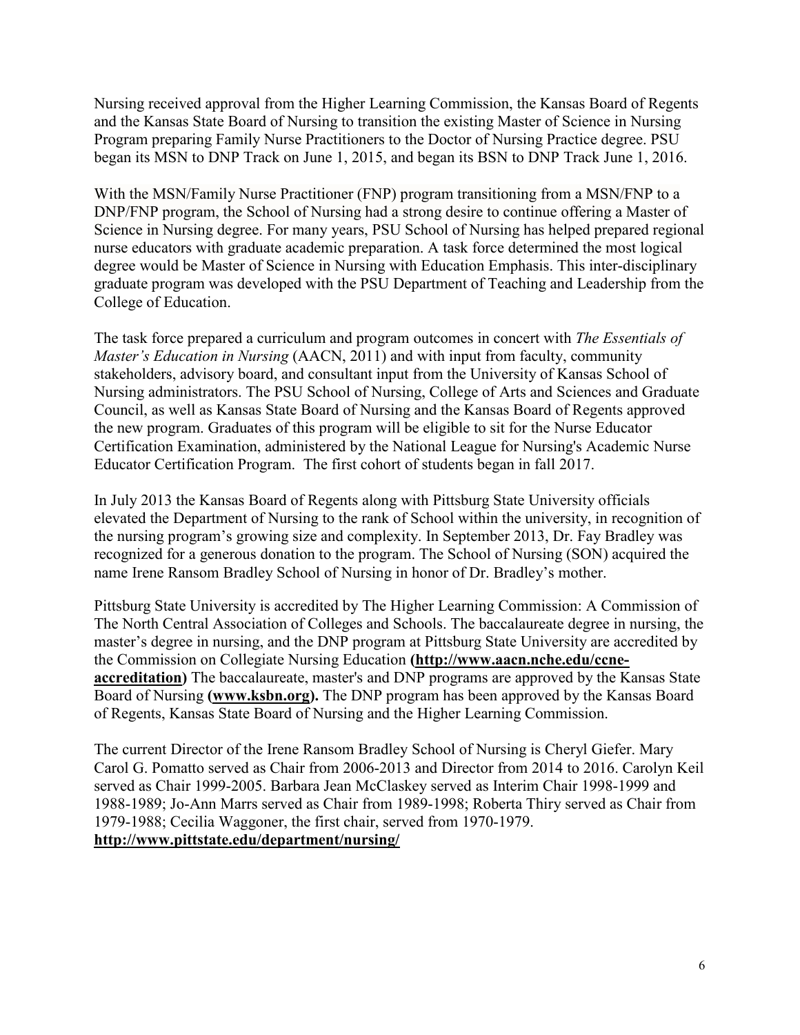Nursing received approval from the Higher Learning Commission, the Kansas Board of Regents and the Kansas State Board of Nursing to transition the existing Master of Science in Nursing Program preparing Family Nurse Practitioners to the Doctor of Nursing Practice degree. PSU began its MSN to DNP Track on June 1, 2015, and began its BSN to DNP Track June 1, 2016.

With the MSN/Family Nurse Practitioner (FNP) program transitioning from a MSN/FNP to a DNP/FNP program, the School of Nursing had a strong desire to continue offering a Master of Science in Nursing degree. For many years, PSU School of Nursing has helped prepared regional nurse educators with graduate academic preparation. A task force determined the most logical degree would be Master of Science in Nursing with Education Emphasis. This inter-disciplinary graduate program was developed with the PSU Department of Teaching and Leadership from the College of Education.

The task force prepared a curriculum and program outcomes in concert with *The Essentials of Master's Education in Nursing* (AACN, 2011) and with input from faculty, community stakeholders, advisory board, and consultant input from the University of Kansas School of Nursing administrators. The PSU School of Nursing, College of Arts and Sciences and Graduate Council, as well as Kansas State Board of Nursing and the Kansas Board of Regents approved the new program. Graduates of this program will be eligible to sit for the Nurse Educator Certification Examination, administered by the National League for Nursing's Academic Nurse Educator Certification Program. The first cohort of students began in fall 2017.

In July 2013 the Kansas Board of Regents along with Pittsburg State University officials elevated the Department of Nursing to the rank of School within the university, in recognition of the nursing program's growing size and complexity. In September 2013, Dr. Fay Bradley was recognized for a generous donation to the program. The School of Nursing (SON) acquired the name Irene Ransom Bradley School of Nursing in honor of Dr. Bradley's mother.

Pittsburg State University is accredited by The Higher Learning Commission: A Commission of The North Central Association of Colleges and Schools. The baccalaureate degree in nursing, the master's degree in nursing, and the DNP program at Pittsburg State University are accredited by the Commission on Collegiate Nursing Education **(http://www.aacn.nche.edu/ccne-accreditation)** The baccalaureate, master's and DNP programs are approved by the Kansas State Board of Nursing **(www.ksbn.org).** The DNP program has been approved by the Kansas Board of Regents, Kansas State Board of Nursing and the Higher Learning Commission.

The current Director of the Irene Ransom Bradley School of Nursing is Cheryl Giefer. Mary Carol G. Pomatto served as Chair from 2006-2013 and Director from 2014 to 2016. Carolyn Keil served as Chair 1999-2005. Barbara Jean McClaskey served as Interim Chair 1998-1999 and 1988-1989; Jo-Ann Marrs served as Chair from 1989-1998; Roberta Thiry served as Chair from 1979-1988; Cecilia Waggoner, the first chair, served from 1970-1979.
**http://www.pittstate.edu/department/nursing/**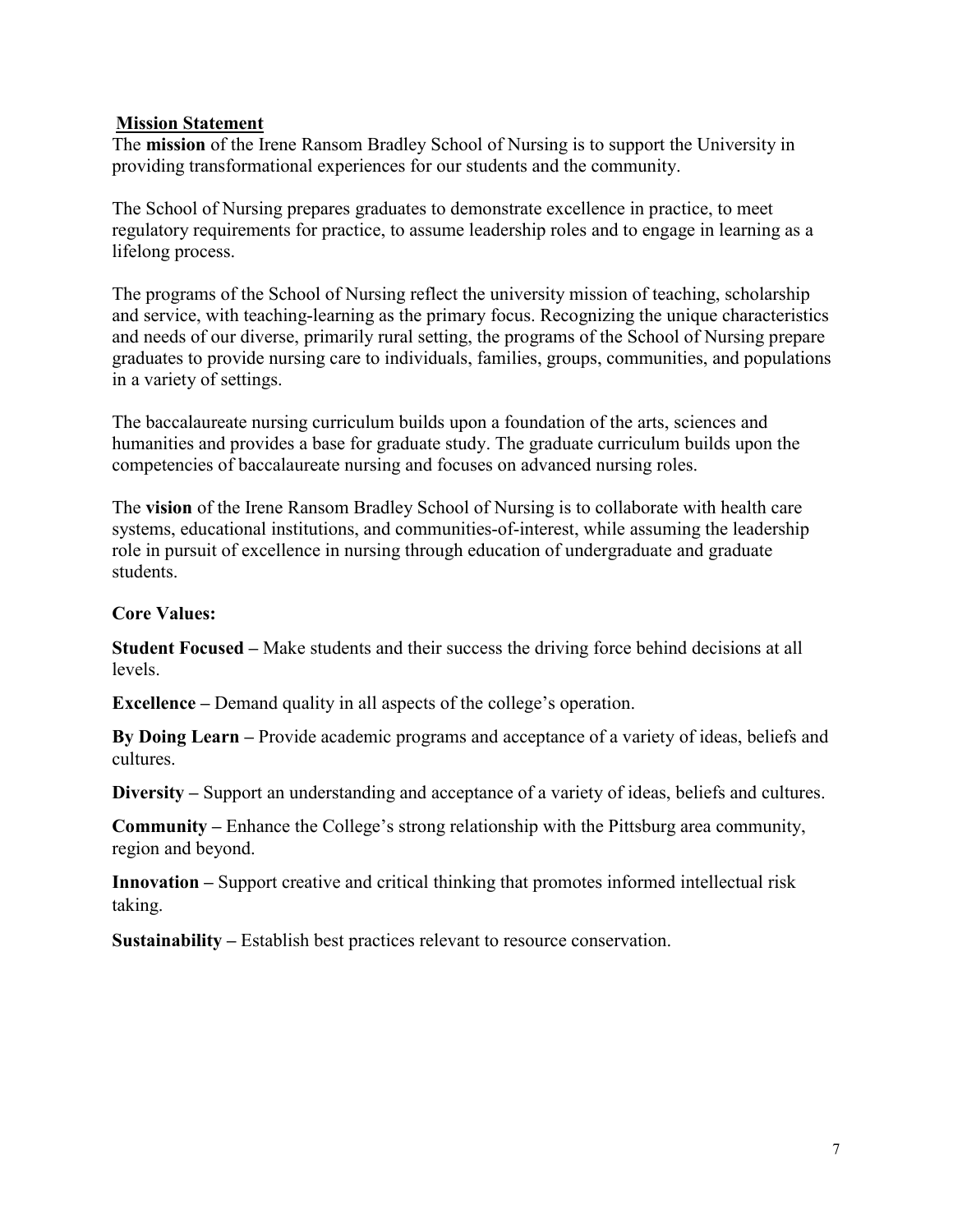## Mission Statement

The **mission** of the Irene Ransom Bradley School of Nursing is to support the University in providing transformational experiences for our students and the community.

The School of Nursing prepares graduates to demonstrate excellence in practice, to meet regulatory requirements for practice, to assume leadership roles and to engage in learning as a lifelong process.

The programs of the School of Nursing reflect the university mission of teaching, scholarship and service, with teaching-learning as the primary focus. Recognizing the unique characteristics and needs of our diverse, primarily rural setting, the programs of the School of Nursing prepare graduates to provide nursing care to individuals, families, groups, communities, and populations in a variety of settings.

The baccalaureate nursing curriculum builds upon a foundation of the arts, sciences and humanities and provides a base for graduate study. The graduate curriculum builds upon the competencies of baccalaureate nursing and focuses on advanced nursing roles.

The **vision** of the Irene Ransom Bradley School of Nursing is to collaborate with health care systems, educational institutions, and communities-of-interest, while assuming the leadership role in pursuit of excellence in nursing through education of undergraduate and graduate students.

**Core Values:**

**Student Focused –** Make students and their success the driving force behind decisions at all levels.

**Excellence –** Demand quality in all aspects of the college's operation.

**By Doing Learn –** Provide academic programs and acceptance of a variety of ideas, beliefs and cultures.

**Diversity –** Support an understanding and acceptance of a variety of ideas, beliefs and cultures.

**Community –** Enhance the College's strong relationship with the Pittsburg area community, region and beyond.

**Innovation –** Support creative and critical thinking that promotes informed intellectual risk taking.

**Sustainability –** Establish best practices relevant to resource conservation.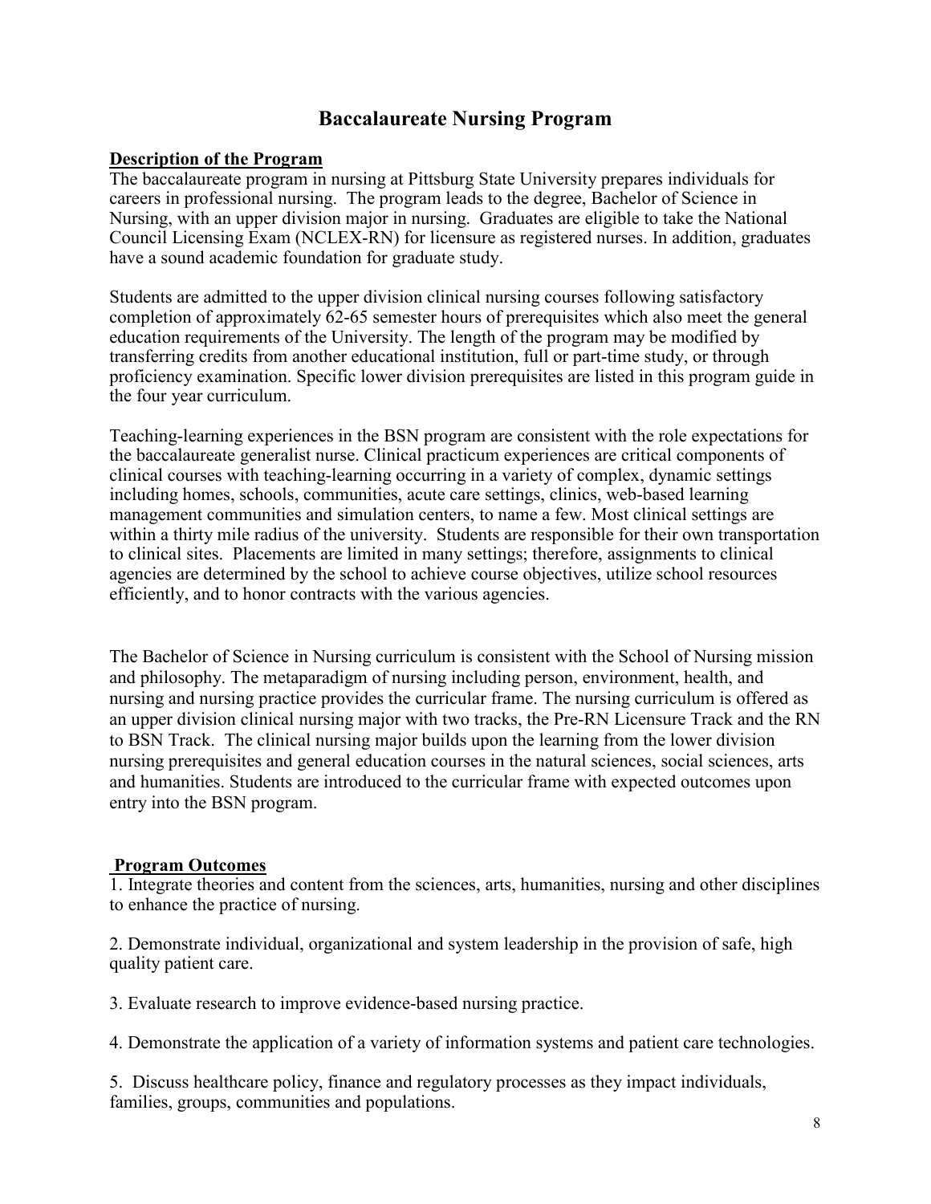# Baccalaureate Nursing Program

**Description of the Program**

The baccalaureate program in nursing at Pittsburg State University prepares individuals for careers in professional nursing. The program leads to the degree, Bachelor of Science in Nursing, with an upper division major in nursing. Graduates are eligible to take the National Council Licensing Exam (NCLEX-RN) for licensure as registered nurses. In addition, graduates have a sound academic foundation for graduate study.

Students are admitted to the upper division clinical nursing courses following satisfactory completion of approximately 62-65 semester hours of prerequisites which also meet the general education requirements of the University. The length of the program may be modified by transferring credits from another educational institution, full or part-time study, or through proficiency examination. Specific lower division prerequisites are listed in this program guide in the four year curriculum.

Teaching-learning experiences in the BSN program are consistent with the role expectations for the baccalaureate generalist nurse. Clinical practicum experiences are critical components of clinical courses with teaching-learning occurring in a variety of complex, dynamic settings including homes, schools, communities, acute care settings, clinics, web-based learning management communities and simulation centers, to name a few. Most clinical settings are within a thirty mile radius of the university. Students are responsible for their own transportation to clinical sites. Placements are limited in many settings; therefore, assignments to clinical agencies are determined by the school to achieve course objectives, utilize school resources efficiently, and to honor contracts with the various agencies.

The Bachelor of Science in Nursing curriculum is consistent with the School of Nursing mission and philosophy. The metaparadigm of nursing including person, environment, health, and nursing and nursing practice provides the curricular frame. The nursing curriculum is offered as an upper division clinical nursing major with two tracks, the Pre-RN Licensure Track and the RN to BSN Track. The clinical nursing major builds upon the learning from the lower division nursing prerequisites and general education courses in the natural sciences, social sciences, arts and humanities. Students are introduced to the curricular frame with expected outcomes upon entry into the BSN program.

**Program Outcomes**

1. Integrate theories and content from the sciences, arts, humanities, nursing and other disciplines to enhance the practice of nursing.

2. Demonstrate individual, organizational and system leadership in the provision of safe, high quality patient care.

3. Evaluate research to improve evidence-based nursing practice.

4. Demonstrate the application of a variety of information systems and patient care technologies.

5. Discuss healthcare policy, finance and regulatory processes as they impact individuals, families, groups, communities and populations.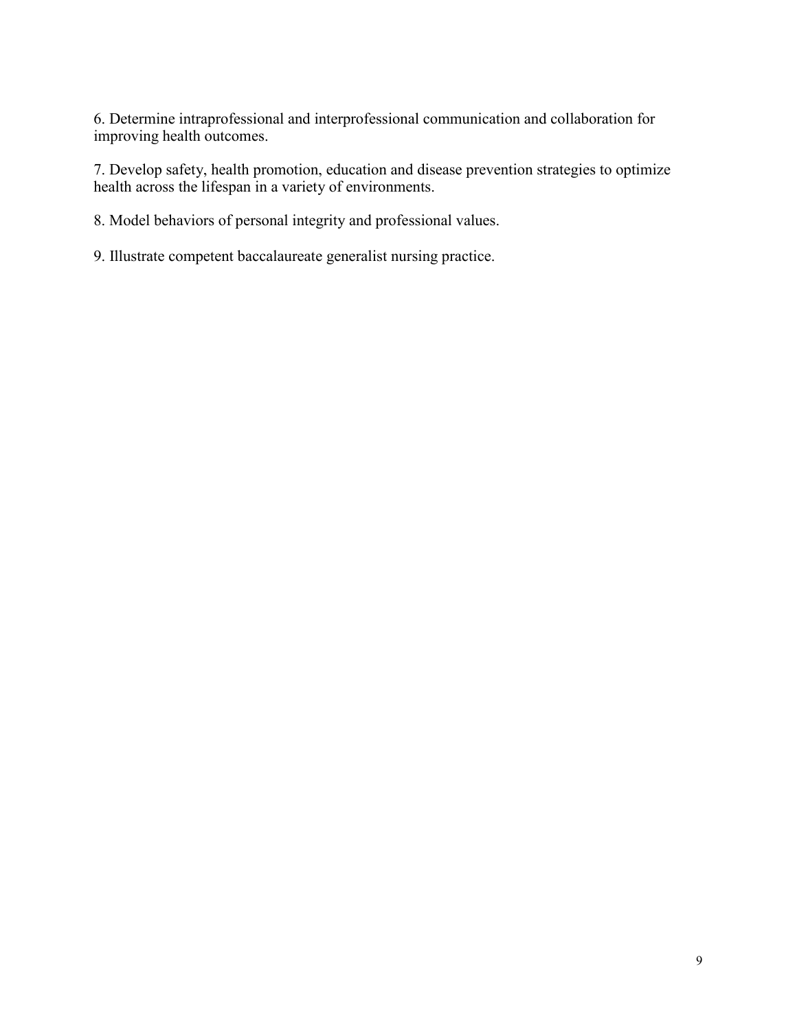6. Determine intraprofessional and interprofessional communication and collaboration for improving health outcomes.

7. Develop safety, health promotion, education and disease prevention strategies to optimize health across the lifespan in a variety of environments.

8. Model behaviors of personal integrity and professional values.

9. Illustrate competent baccalaureate generalist nursing practice.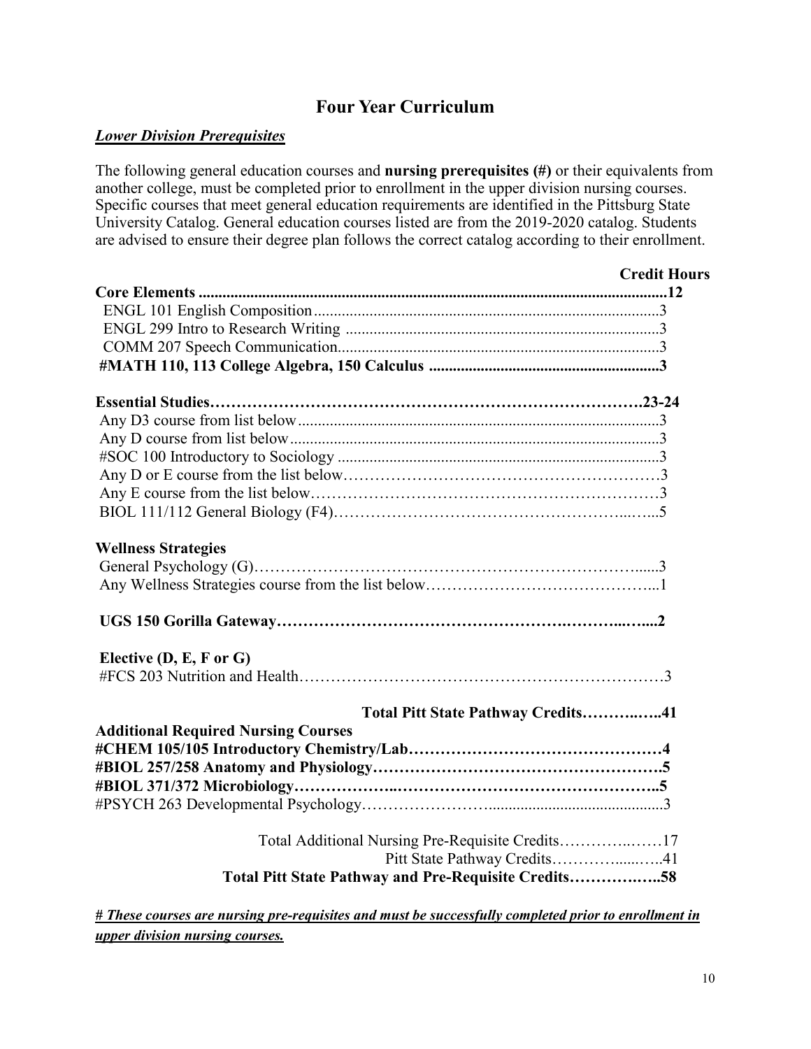# Four Year Curriculum

***Lower Division Prerequisites***

The following general education courses and **nursing prerequisites (#)** or their equivalents from another college, must be completed prior to enrollment in the upper division nursing courses. Specific courses that meet general education requirements are identified in the Pittsburg State University Catalog. General education courses listed are from the 2019-2020 catalog. Students are advised to ensure their degree plan follows the correct catalog according to their enrollment.

| | Credit Hours |
|---|---|
| **Core Elements** | **12** |
| ENGL 101 English Composition | 3 |
| ENGL 299 Intro to Research Writing | 3 |
| COMM 207 Speech Communication | 3 |
| **#MATH 110, 113 College Algebra, 150 Calculus** | **3** |
| | |
| **Essential Studies** | **23-24** |
| Any D3 course from list below | 3 |
| Any D course from list below | 3 |
| #SOC 100 Introductory to Sociology | 3 |
| Any D or E course from the list below | 3 |
| Any E course from the list below | 3 |
| BIOL 111/112 General Biology (F4) | 5 |
| | |
| **Wellness Strategies** | |
| General Psychology (G) | 3 |
| Any Wellness Strategies course from the list below | 1 |
| | |
| **UGS 150 Gorilla Gateway** | **2** |
| | |
| **Elective (D, E, F or G)** | |
| #FCS 203 Nutrition and Health | 3 |
| | |
| **Total Pitt State Pathway Credits** | **41** |
| **Additional Required Nursing Courses** | |
| **#CHEM 105/105 Introductory Chemistry/Lab** | **4** |
| **#BIOL 257/258 Anatomy and Physiology** | **5** |
| **#BIOL 371/372 Microbiology** | **5** |
| #PSYCH 263 Developmental Psychology | 3 |
| | |
| Total Additional Nursing Pre-Requisite Credits | 17 |
| Pitt State Pathway Credits | 41 |
| **Total Pitt State Pathway and Pre-Requisite Credits** | **58** |

***# These courses are nursing pre-requisites and must be successfully completed prior to enrollment in upper division nursing courses.***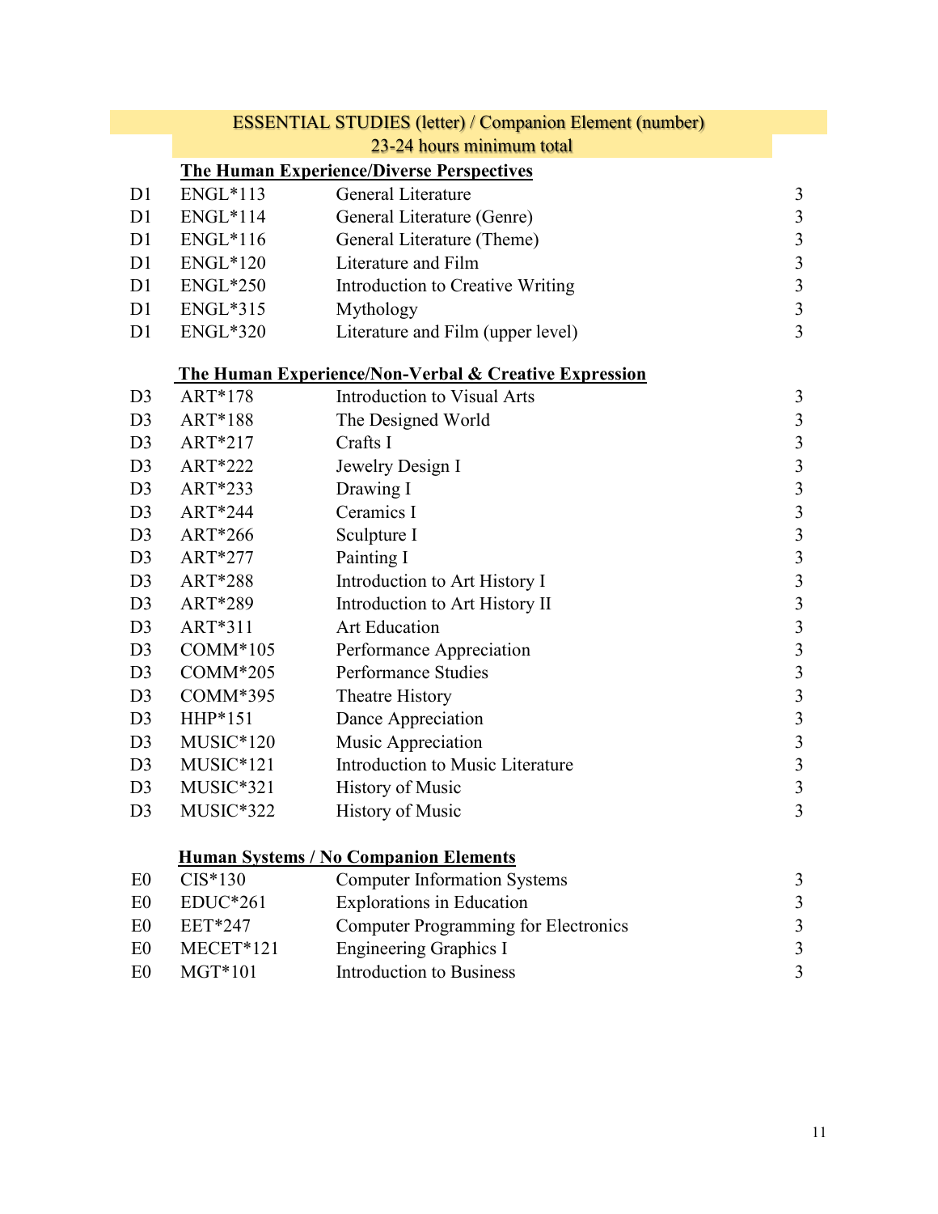## ESSENTIAL STUDIES (letter) / Companion Element (number)

23-24 hours minimum total

### The Human Experience/Diverse Perspectives

| | | | |
|---|---|---|---|
| D1 | ENGL*113 | General Literature | 3 |
| D1 | ENGL*114 | General Literature (Genre) | 3 |
| D1 | ENGL*116 | General Literature (Theme) | 3 |
| D1 | ENGL*120 | Literature and Film | 3 |
| D1 | ENGL*250 | Introduction to Creative Writing | 3 |
| D1 | ENGL*315 | Mythology | 3 |
| D1 | ENGL*320 | Literature and Film (upper level) | 3 |

### The Human Experience/Non-Verbal & Creative Expression

| | | | |
|---|---|---|---|
| D3 | ART*178 | Introduction to Visual Arts | 3 |
| D3 | ART*188 | The Designed World | 3 |
| D3 | ART*217 | Crafts I | 3 |
| D3 | ART*222 | Jewelry Design I | 3 |
| D3 | ART*233 | Drawing I | 3 |
| D3 | ART*244 | Ceramics I | 3 |
| D3 | ART*266 | Sculpture I | 3 |
| D3 | ART*277 | Painting I | 3 |
| D3 | ART*288 | Introduction to Art History I | 3 |
| D3 | ART*289 | Introduction to Art History II | 3 |
| D3 | ART*311 | Art Education | 3 |
| D3 | COMM*105 | Performance Appreciation | 3 |
| D3 | COMM*205 | Performance Studies | 3 |
| D3 | COMM*395 | Theatre History | 3 |
| D3 | HHP*151 | Dance Appreciation | 3 |
| D3 | MUSIC*120 | Music Appreciation | 3 |
| D3 | MUSIC*121 | Introduction to Music Literature | 3 |
| D3 | MUSIC*321 | History of Music | 3 |
| D3 | MUSIC*322 | History of Music | 3 |

### Human Systems / No Companion Elements

| | | | |
|---|---|---|---|
| E0 | CIS*130 | Computer Information Systems | 3 |
| E0 | EDUC*261 | Explorations in Education | 3 |
| E0 | EET*247 | Computer Programming for Electronics | 3 |
| E0 | MECET*121 | Engineering Graphics I | 3 |
| E0 | MGT*101 | Introduction to Business | 3 |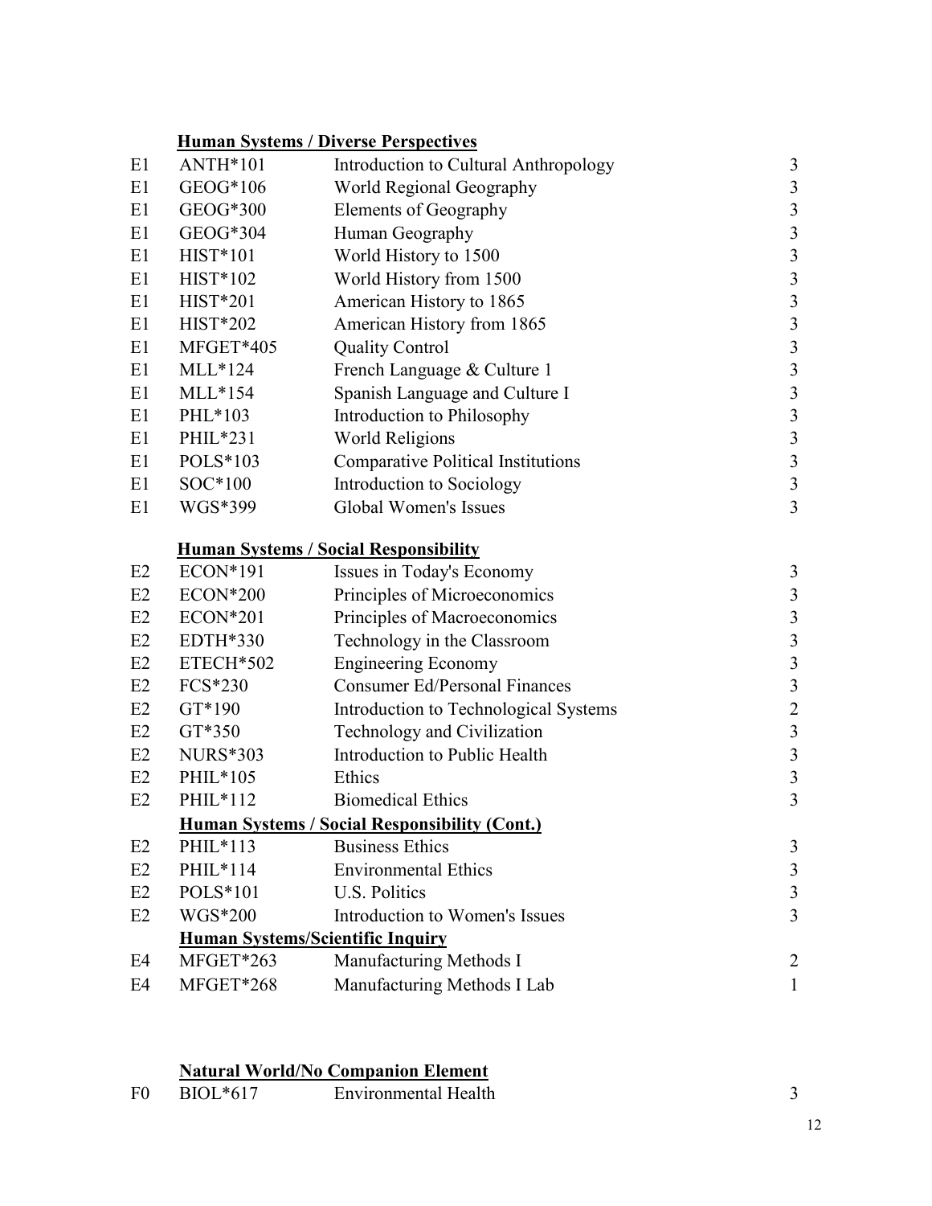**Human Systems / Diverse Perspectives**

| | | | |
|---|---|---|---|
| E1 | ANTH*101 | Introduction to Cultural Anthropology | 3 |
| E1 | GEOG*106 | World Regional Geography | 3 |
| E1 | GEOG*300 | Elements of Geography | 3 |
| E1 | GEOG*304 | Human Geography | 3 |
| E1 | HIST*101 | World History to 1500 | 3 |
| E1 | HIST*102 | World History from 1500 | 3 |
| E1 | HIST*201 | American History to 1865 | 3 |
| E1 | HIST*202 | American History from 1865 | 3 |
| E1 | MFGET*405 | Quality Control | 3 |
| E1 | MLL*124 | French Language & Culture 1 | 3 |
| E1 | MLL*154 | Spanish Language and Culture I | 3 |
| E1 | PHL*103 | Introduction to Philosophy | 3 |
| E1 | PHIL*231 | World Religions | 3 |
| E1 | POLS*103 | Comparative Political Institutions | 3 |
| E1 | SOC*100 | Introduction to Sociology | 3 |
| E1 | WGS*399 | Global Women's Issues | 3 |

**Human Systems / Social Responsibility**

| | | | |
|---|---|---|---|
| E2 | ECON*191 | Issues in Today's Economy | 3 |
| E2 | ECON*200 | Principles of Microeconomics | 3 |
| E2 | ECON*201 | Principles of Macroeconomics | 3 |
| E2 | EDTH*330 | Technology in the Classroom | 3 |
| E2 | ETECH*502 | Engineering Economy | 3 |
| E2 | FCS*230 | Consumer Ed/Personal Finances | 3 |
| E2 | GT*190 | Introduction to Technological Systems | 2 |
| E2 | GT*350 | Technology and Civilization | 3 |
| E2 | NURS*303 | Introduction to Public Health | 3 |
| E2 | PHIL*105 | Ethics | 3 |
| E2 | PHIL*112 | Biomedical Ethics | 3 |

**Human Systems / Social Responsibility (Cont.)**

| | | | |
|---|---|---|---|
| E2 | PHIL*113 | Business Ethics | 3 |
| E2 | PHIL*114 | Environmental Ethics | 3 |
| E2 | POLS*101 | U.S. Politics | 3 |
| E2 | WGS*200 | Introduction to Women's Issues | 3 |

**Human Systems/Scientific Inquiry**

| | | | |
|---|---|---|---|
| E4 | MFGET*263 | Manufacturing Methods I | 2 |
| E4 | MFGET*268 | Manufacturing Methods I Lab | 1 |

**Natural World/No Companion Element**

| | | | |
|---|---|---|---|
| F0 | BIOL*617 | Environmental Health | 3 |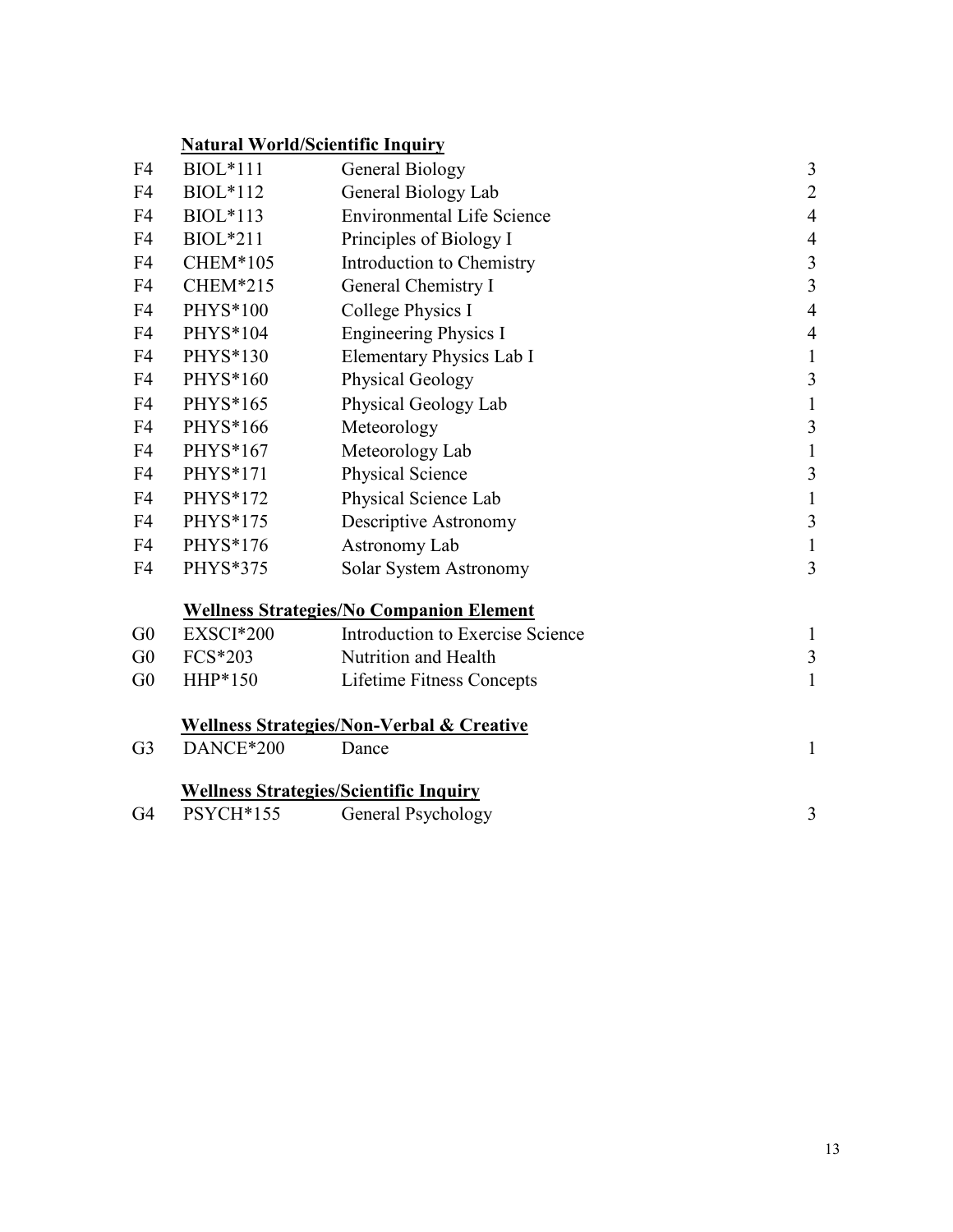**Natural World/Scientific Inquiry**

| | | | |
|---|---|---|---|
| F4 | BIOL*111 | General Biology | 3 |
| F4 | BIOL*112 | General Biology Lab | 2 |
| F4 | BIOL*113 | Environmental Life Science | 4 |
| F4 | BIOL*211 | Principles of Biology I | 4 |
| F4 | CHEM*105 | Introduction to Chemistry | 3 |
| F4 | CHEM*215 | General Chemistry I | 3 |
| F4 | PHYS*100 | College Physics I | 4 |
| F4 | PHYS*104 | Engineering Physics I | 4 |
| F4 | PHYS*130 | Elementary Physics Lab I | 1 |
| F4 | PHYS*160 | Physical Geology | 3 |
| F4 | PHYS*165 | Physical Geology Lab | 1 |
| F4 | PHYS*166 | Meteorology | 3 |
| F4 | PHYS*167 | Meteorology Lab | 1 |
| F4 | PHYS*171 | Physical Science | 3 |
| F4 | PHYS*172 | Physical Science Lab | 1 |
| F4 | PHYS*175 | Descriptive Astronomy | 3 |
| F4 | PHYS*176 | Astronomy Lab | 1 |
| F4 | PHYS*375 | Solar System Astronomy | 3 |

**Wellness Strategies/No Companion Element**

| | | | |
|---|---|---|---|
| G0 | EXSCI*200 | Introduction to Exercise Science | 1 |
| G0 | FCS*203 | Nutrition and Health | 3 |
| G0 | HHP*150 | Lifetime Fitness Concepts | 1 |

**Wellness Strategies/Non-Verbal & Creative**

| | | | |
|---|---|---|---|
| G3 | DANCE*200 | Dance | 1 |

**Wellness Strategies/Scientific Inquiry**

| | | | |
|---|---|---|---|
| G4 | PSYCH*155 | General Psychology | 3 |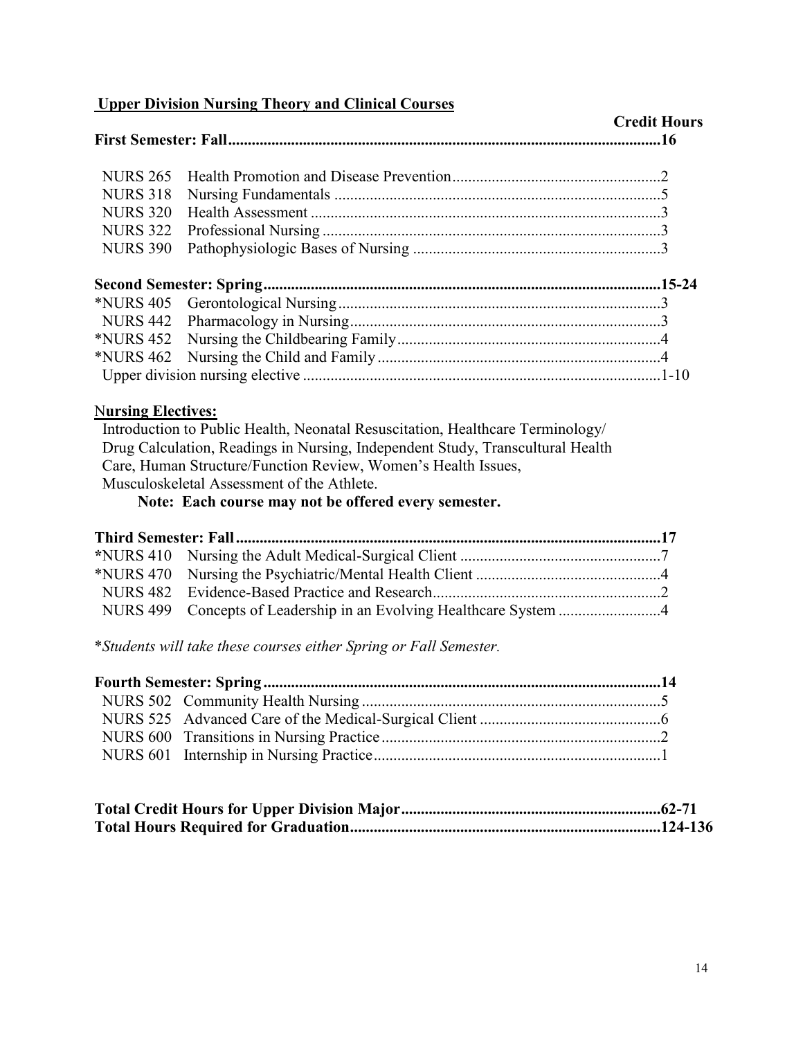## Upper Division Nursing Theory and Clinical Courses

| | | Credit Hours |
|---|---|---|
| **First Semester: Fall** | | **16** |
| NURS 265 | Health Promotion and Disease Prevention | 2 |
| NURS 318 | Nursing Fundamentals | 5 |
| NURS 320 | Health Assessment | 3 |
| NURS 322 | Professional Nursing | 3 |
| NURS 390 | Pathophysiologic Bases of Nursing | 3 |
| **Second Semester: Spring** | | **15-24** |
| *NURS 405 | Gerontological Nursing | 3 |
| NURS 442 | Pharmacology in Nursing | 3 |
| *NURS 452 | Nursing the Childbearing Family | 4 |
| *NURS 462 | Nursing the Child and Family | 4 |
| Upper division nursing elective | | 1-10 |

**Nursing Electives:**

Introduction to Public Health, Neonatal Resuscitation, Healthcare Terminology/ Drug Calculation, Readings in Nursing, Independent Study, Transcultural Health Care, Human Structure/Function Review, Women's Health Issues, Musculoskeletal Assessment of the Athlete.

**Note: Each course may not be offered every semester.**

| | | |
|---|---|---|
| **Third Semester: Fall** | | **17** |
| *NURS 410 | Nursing the Adult Medical-Surgical Client | 7 |
| *NURS 470 | Nursing the Psychiatric/Mental Health Client | 4 |
| NURS 482 | Evidence-Based Practice and Research | 2 |
| NURS 499 | Concepts of Leadership in an Evolving Healthcare System | 4 |

*\*Students will take these courses either Spring or Fall Semester.*

| | | |
|---|---|---|
| **Fourth Semester: Spring** | | **14** |
| NURS 502 | Community Health Nursing | 5 |
| NURS 525 | Advanced Care of the Medical-Surgical Client | 6 |
| NURS 600 | Transitions in Nursing Practice | 2 |
| NURS 601 | Internship in Nursing Practice | 1 |

| | |
|---|---|
| **Total Credit Hours for Upper Division Major** | **62-71** |
| **Total Hours Required for Graduation** | **124-136** |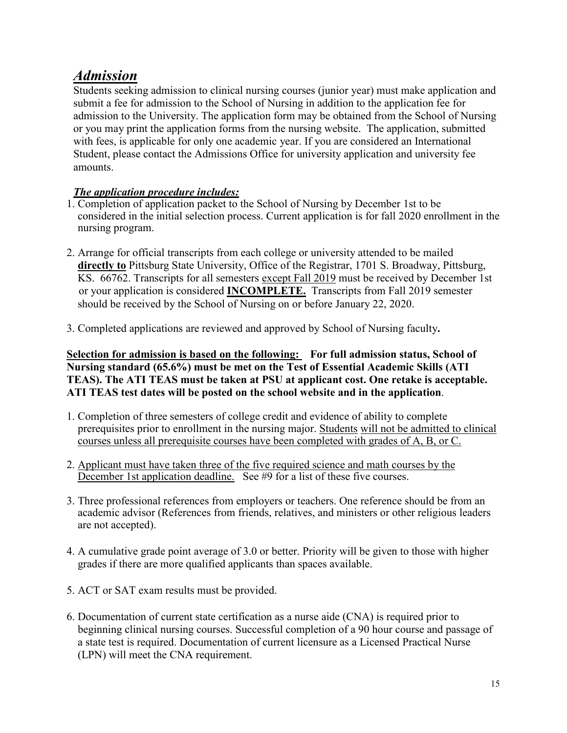## ***Admission***

Students seeking admission to clinical nursing courses (junior year) must make application and submit a fee for admission to the School of Nursing in addition to the application fee for admission to the University. The application form may be obtained from the School of Nursing or you may print the application forms from the nursing website. The application, submitted with fees, is applicable for only one academic year. If you are considered an International Student, please contact the Admissions Office for university application and university fee amounts.

***The application procedure includes:***

1. Completion of application packet to the School of Nursing by December 1st to be considered in the initial selection process. Current application is for fall 2020 enrollment in the nursing program.

2. Arrange for official transcripts from each college or university attended to be mailed **directly to** Pittsburg State University, Office of the Registrar, 1701 S. Broadway, Pittsburg, KS. 66762. Transcripts for all semesters except Fall 2019 must be received by December 1st or your application is considered **INCOMPLETE.** Transcripts from Fall 2019 semester should be received by the School of Nursing on or before January 22, 2020.

3. Completed applications are reviewed and approved by School of Nursing faculty**.**

**Selection for admission is based on the following: For full admission status, School of Nursing standard (65.6%) must be met on the Test of Essential Academic Skills (ATI TEAS). The ATI TEAS must be taken at PSU at applicant cost. One retake is acceptable. ATI TEAS test dates will be posted on the school website and in the application**.

1. Completion of three semesters of college credit and evidence of ability to complete prerequisites prior to enrollment in the nursing major. Students will not be admitted to clinical courses unless all prerequisite courses have been completed with grades of A, B, or C.

2. Applicant must have taken three of the five required science and math courses by the December 1st application deadline. See #9 for a list of these five courses.

3. Three professional references from employers or teachers. One reference should be from an academic advisor (References from friends, relatives, and ministers or other religious leaders are not accepted).

4. A cumulative grade point average of 3.0 or better. Priority will be given to those with higher grades if there are more qualified applicants than spaces available.

5. ACT or SAT exam results must be provided.

6. Documentation of current state certification as a nurse aide (CNA) is required prior to beginning clinical nursing courses. Successful completion of a 90 hour course and passage of a state test is required. Documentation of current licensure as a Licensed Practical Nurse (LPN) will meet the CNA requirement.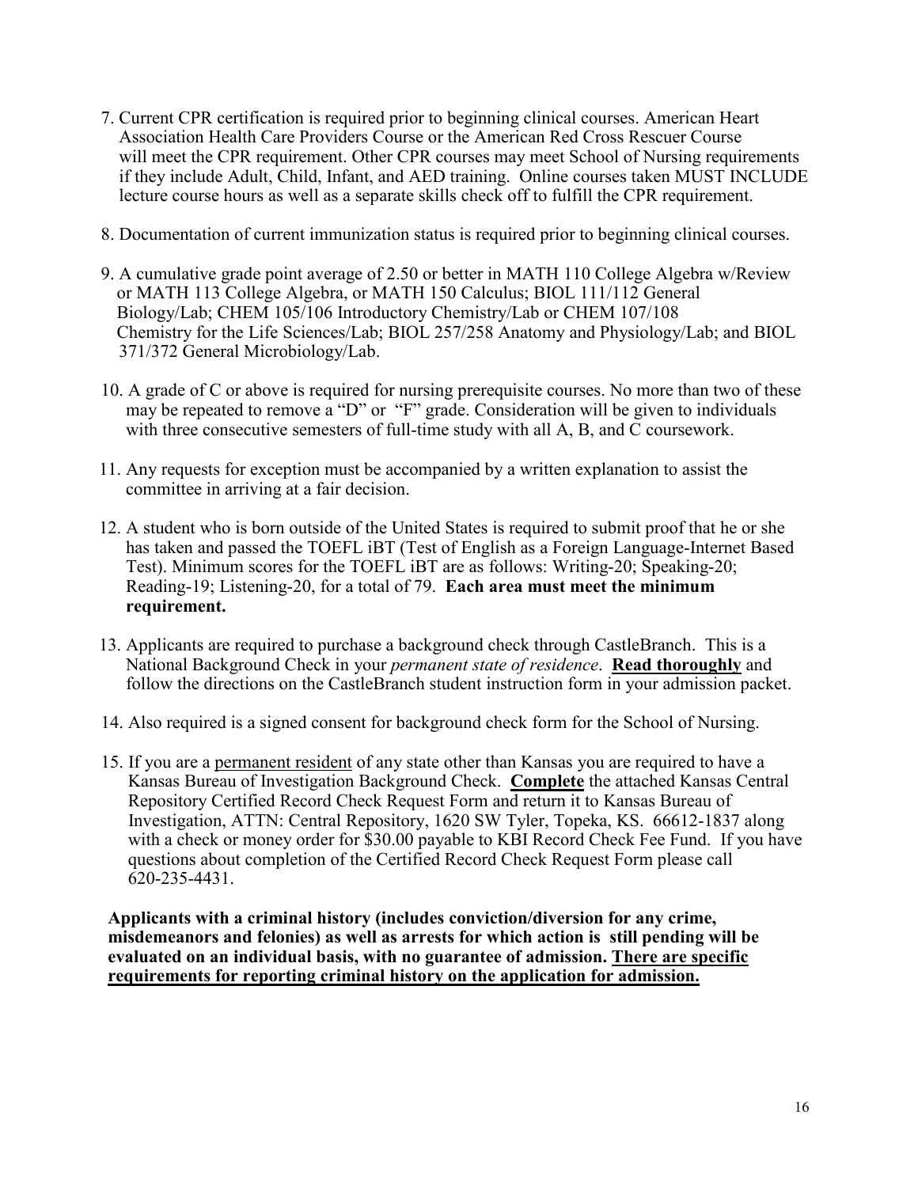7. Current CPR certification is required prior to beginning clinical courses. American Heart Association Health Care Providers Course or the American Red Cross Rescuer Course will meet the CPR requirement. Other CPR courses may meet School of Nursing requirements if they include Adult, Child, Infant, and AED training. Online courses taken MUST INCLUDE lecture course hours as well as a separate skills check off to fulfill the CPR requirement.

8. Documentation of current immunization status is required prior to beginning clinical courses.

9. A cumulative grade point average of 2.50 or better in MATH 110 College Algebra w/Review or MATH 113 College Algebra, or MATH 150 Calculus; BIOL 111/112 General Biology/Lab; CHEM 105/106 Introductory Chemistry/Lab or CHEM 107/108 Chemistry for the Life Sciences/Lab; BIOL 257/258 Anatomy and Physiology/Lab; and BIOL 371/372 General Microbiology/Lab.

10. A grade of C or above is required for nursing prerequisite courses. No more than two of these may be repeated to remove a "D" or "F" grade. Consideration will be given to individuals with three consecutive semesters of full-time study with all A, B, and C coursework.

11. Any requests for exception must be accompanied by a written explanation to assist the committee in arriving at a fair decision.

12. A student who is born outside of the United States is required to submit proof that he or she has taken and passed the TOEFL iBT (Test of English as a Foreign Language-Internet Based Test). Minimum scores for the TOEFL iBT are as follows: Writing-20; Speaking-20; Reading-19; Listening-20, for a total of 79. **Each area must meet the minimum requirement.**

13. Applicants are required to purchase a background check through CastleBranch. This is a National Background Check in your *permanent state of residence*. **Read thoroughly** and follow the directions on the CastleBranch student instruction form in your admission packet.

14. Also required is a signed consent for background check form for the School of Nursing.

15. If you are a permanent resident of any state other than Kansas you are required to have a Kansas Bureau of Investigation Background Check. **Complete** the attached Kansas Central Repository Certified Record Check Request Form and return it to Kansas Bureau of Investigation, ATTN: Central Repository, 1620 SW Tyler, Topeka, KS. 66612-1837 along with a check or money order for $30.00 payable to KBI Record Check Fee Fund. If you have questions about completion of the Certified Record Check Request Form please call 620-235-4431.

**Applicants with a criminal history (includes conviction/diversion for any crime, misdemeanors and felonies) as well as arrests for which action is still pending will be evaluated on an individual basis, with no guarantee of admission. There are specific requirements for reporting criminal history on the application for admission.**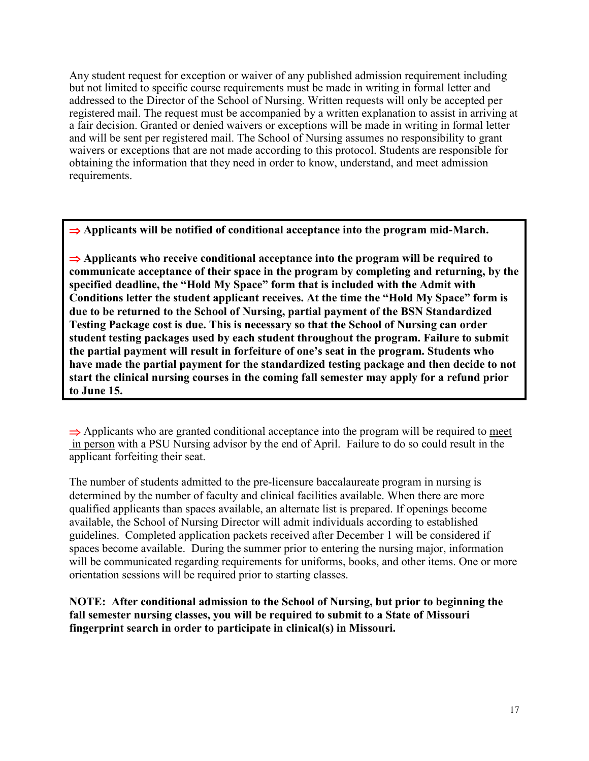Any student request for exception or waiver of any published admission requirement including but not limited to specific course requirements must be made in writing in formal letter and addressed to the Director of the School of Nursing. Written requests will only be accepted per registered mail. The request must be accompanied by a written explanation to assist in arriving at a fair decision. Granted or denied waivers or exceptions will be made in writing in formal letter and will be sent per registered mail. The School of Nursing assumes no responsibility to grant waivers or exceptions that are not made according to this protocol. Students are responsible for obtaining the information that they need in order to know, understand, and meet admission requirements.

⇒ **Applicants will be notified of conditional acceptance into the program mid-March.**

⇒ **Applicants who receive conditional acceptance into the program will be required to communicate acceptance of their space in the program by completing and returning, by the specified deadline, the "Hold My Space" form that is included with the Admit with Conditions letter the student applicant receives. At the time the "Hold My Space" form is due to be returned to the School of Nursing, partial payment of the BSN Standardized Testing Package cost is due. This is necessary so that the School of Nursing can order student testing packages used by each student throughout the program. Failure to submit the partial payment will result in forfeiture of one's seat in the program. Students who have made the partial payment for the standardized testing package and then decide to not start the clinical nursing courses in the coming fall semester may apply for a refund prior to June 15.**

⇒ Applicants who are granted conditional acceptance into the program will be required to meet in person with a PSU Nursing advisor by the end of April. Failure to do so could result in the applicant forfeiting their seat.

The number of students admitted to the pre-licensure baccalaureate program in nursing is determined by the number of faculty and clinical facilities available. When there are more qualified applicants than spaces available, an alternate list is prepared. If openings become available, the School of Nursing Director will admit individuals according to established guidelines. Completed application packets received after December 1 will be considered if spaces become available. During the summer prior to entering the nursing major, information will be communicated regarding requirements for uniforms, books, and other items. One or more orientation sessions will be required prior to starting classes.

**NOTE: After conditional admission to the School of Nursing, but prior to beginning the fall semester nursing classes, you will be required to submit to a State of Missouri fingerprint search in order to participate in clinical(s) in Missouri.**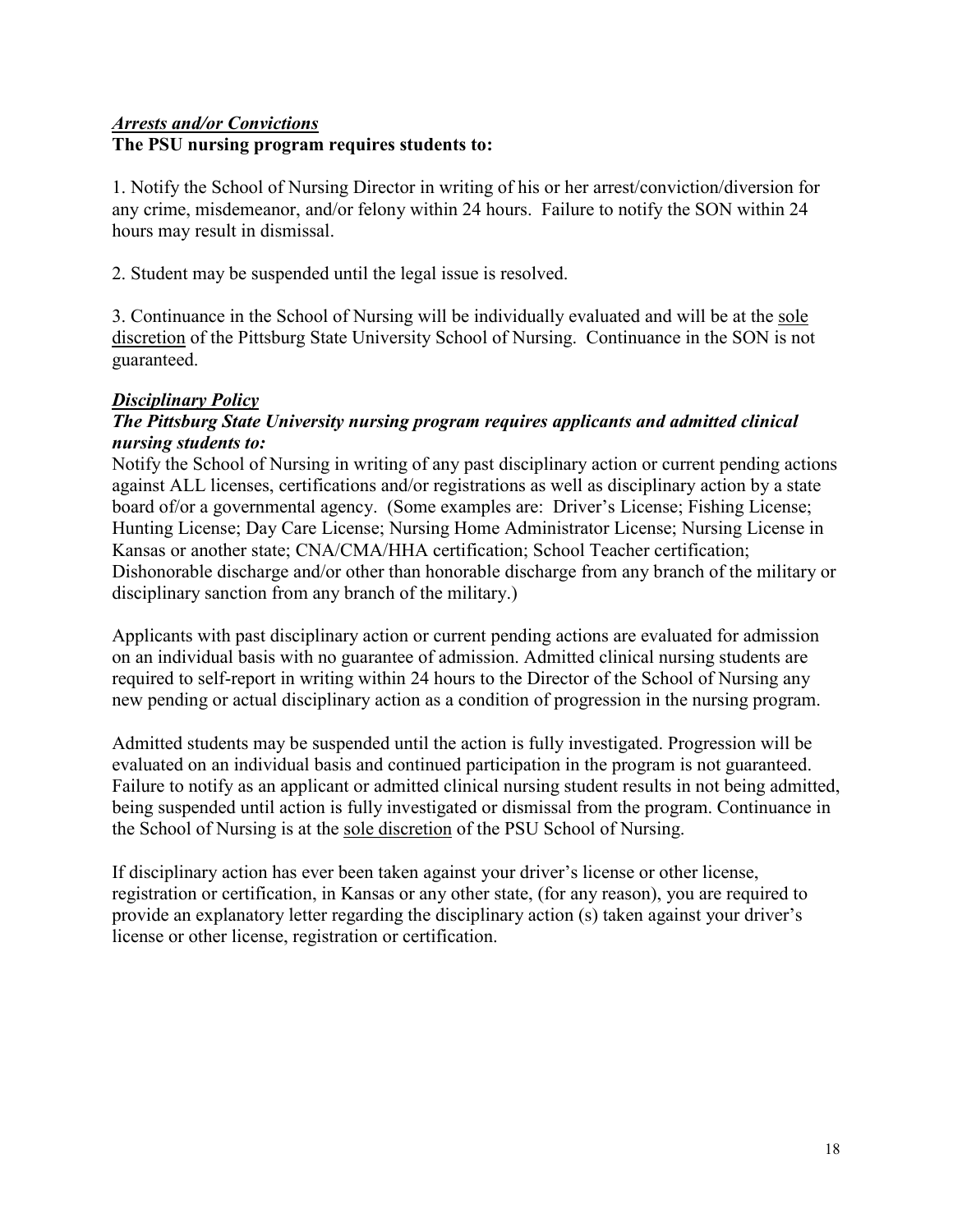***Arrests and/or Convictions***

**The PSU nursing program requires students to:**

1. Notify the School of Nursing Director in writing of his or her arrest/conviction/diversion for any crime, misdemeanor, and/or felony within 24 hours. Failure to notify the SON within 24 hours may result in dismissal.

2. Student may be suspended until the legal issue is resolved.

3. Continuance in the School of Nursing will be individually evaluated and will be at the <u>sole discretion</u> of the Pittsburg State University School of Nursing. Continuance in the SON is not guaranteed.

***Disciplinary Policy***

***The Pittsburg State University nursing program requires applicants and admitted clinical nursing students to:***

Notify the School of Nursing in writing of any past disciplinary action or current pending actions against ALL licenses, certifications and/or registrations as well as disciplinary action by a state board of/or a governmental agency. (Some examples are: Driver's License; Fishing License; Hunting License; Day Care License; Nursing Home Administrator License; Nursing License in Kansas or another state; CNA/CMA/HHA certification; School Teacher certification; Dishonorable discharge and/or other than honorable discharge from any branch of the military or disciplinary sanction from any branch of the military.)

Applicants with past disciplinary action or current pending actions are evaluated for admission on an individual basis with no guarantee of admission. Admitted clinical nursing students are required to self-report in writing within 24 hours to the Director of the School of Nursing any new pending or actual disciplinary action as a condition of progression in the nursing program.

Admitted students may be suspended until the action is fully investigated. Progression will be evaluated on an individual basis and continued participation in the program is not guaranteed. Failure to notify as an applicant or admitted clinical nursing student results in not being admitted, being suspended until action is fully investigated or dismissal from the program. Continuance in the School of Nursing is at the <u>sole discretion</u> of the PSU School of Nursing.

If disciplinary action has ever been taken against your driver's license or other license, registration or certification, in Kansas or any other state, (for any reason), you are required to provide an explanatory letter regarding the disciplinary action (s) taken against your driver's license or other license, registration or certification.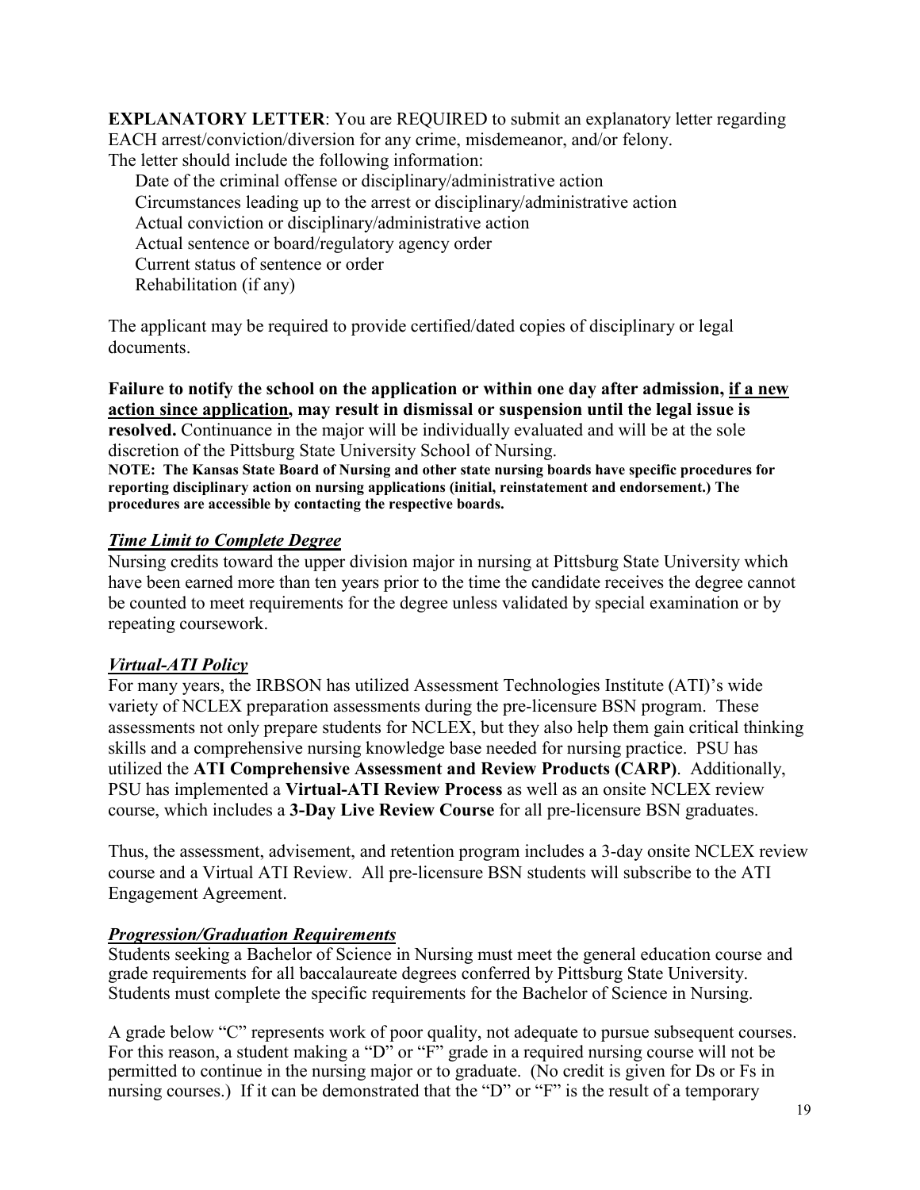**EXPLANATORY LETTER**: You are REQUIRED to submit an explanatory letter regarding EACH arrest/conviction/diversion for any crime, misdemeanor, and/or felony.
The letter should include the following information:

Date of the criminal offense or disciplinary/administrative action
Circumstances leading up to the arrest or disciplinary/administrative action
Actual conviction or disciplinary/administrative action
Actual sentence or board/regulatory agency order
Current status of sentence or order
Rehabilitation (if any)

The applicant may be required to provide certified/dated copies of disciplinary or legal documents.

**Failure to notify the school on the application or within one day after admission, <u>if a new action since application</u>, may result in dismissal or suspension until the legal issue is resolved.** Continuance in the major will be individually evaluated and will be at the sole discretion of the Pittsburg State University School of Nursing.
**NOTE: The Kansas State Board of Nursing and other state nursing boards have specific procedures for reporting disciplinary action on nursing applications (initial, reinstatement and endorsement.) The procedures are accessible by contacting the respective boards.**

### ***Time Limit to Complete Degree***

Nursing credits toward the upper division major in nursing at Pittsburg State University which have been earned more than ten years prior to the time the candidate receives the degree cannot be counted to meet requirements for the degree unless validated by special examination or by repeating coursework.

### ***Virtual-ATI Policy***

For many years, the IRBSON has utilized Assessment Technologies Institute (ATI)'s wide variety of NCLEX preparation assessments during the pre-licensure BSN program. These assessments not only prepare students for NCLEX, but they also help them gain critical thinking skills and a comprehensive nursing knowledge base needed for nursing practice. PSU has utilized the **ATI Comprehensive Assessment and Review Products (CARP)**. Additionally, PSU has implemented a **Virtual-ATI Review Process** as well as an onsite NCLEX review course, which includes a **3-Day Live Review Course** for all pre-licensure BSN graduates.

Thus, the assessment, advisement, and retention program includes a 3-day onsite NCLEX review course and a Virtual ATI Review. All pre-licensure BSN students will subscribe to the ATI Engagement Agreement.

### ***Progression/Graduation Requirements***

Students seeking a Bachelor of Science in Nursing must meet the general education course and grade requirements for all baccalaureate degrees conferred by Pittsburg State University. Students must complete the specific requirements for the Bachelor of Science in Nursing.

A grade below "C" represents work of poor quality, not adequate to pursue subsequent courses. For this reason, a student making a "D" or "F" grade in a required nursing course will not be permitted to continue in the nursing major or to graduate. (No credit is given for Ds or Fs in nursing courses.) If it can be demonstrated that the "D" or "F" is the result of a temporary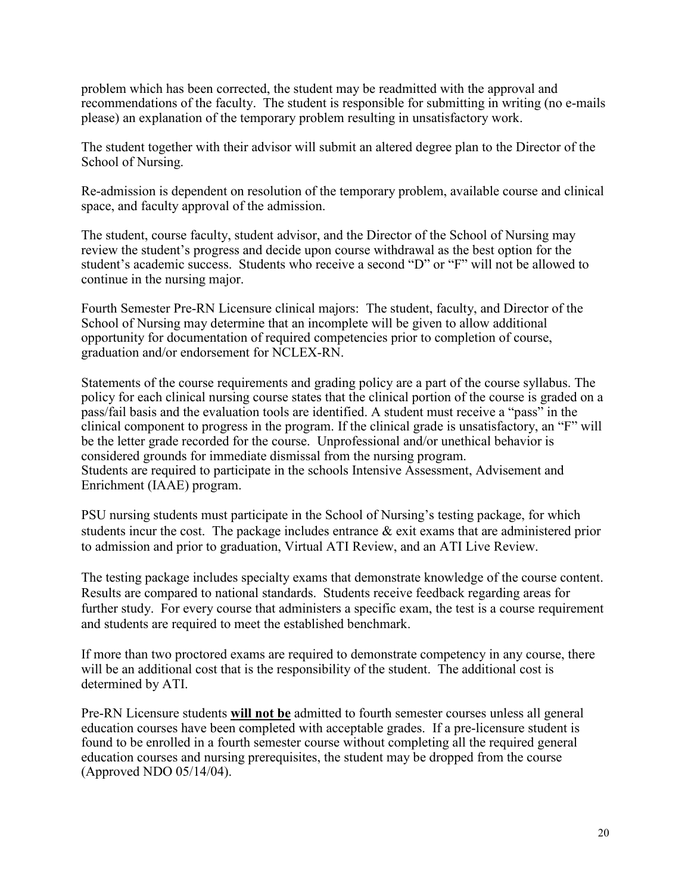problem which has been corrected, the student may be readmitted with the approval and recommendations of the faculty. The student is responsible for submitting in writing (no e-mails please) an explanation of the temporary problem resulting in unsatisfactory work.

The student together with their advisor will submit an altered degree plan to the Director of the School of Nursing.

Re-admission is dependent on resolution of the temporary problem, available course and clinical space, and faculty approval of the admission.

The student, course faculty, student advisor, and the Director of the School of Nursing may review the student's progress and decide upon course withdrawal as the best option for the student's academic success. Students who receive a second "D" or "F" will not be allowed to continue in the nursing major.

Fourth Semester Pre-RN Licensure clinical majors: The student, faculty, and Director of the School of Nursing may determine that an incomplete will be given to allow additional opportunity for documentation of required competencies prior to completion of course, graduation and/or endorsement for NCLEX-RN.

Statements of the course requirements and grading policy are a part of the course syllabus. The policy for each clinical nursing course states that the clinical portion of the course is graded on a pass/fail basis and the evaluation tools are identified. A student must receive a "pass" in the clinical component to progress in the program. If the clinical grade is unsatisfactory, an "F" will be the letter grade recorded for the course. Unprofessional and/or unethical behavior is considered grounds for immediate dismissal from the nursing program.
Students are required to participate in the schools Intensive Assessment, Advisement and Enrichment (IAAE) program.

PSU nursing students must participate in the School of Nursing's testing package, for which students incur the cost. The package includes entrance & exit exams that are administered prior to admission and prior to graduation, Virtual ATI Review, and an ATI Live Review.

The testing package includes specialty exams that demonstrate knowledge of the course content. Results are compared to national standards. Students receive feedback regarding areas for further study. For every course that administers a specific exam, the test is a course requirement and students are required to meet the established benchmark.

If more than two proctored exams are required to demonstrate competency in any course, there will be an additional cost that is the responsibility of the student. The additional cost is determined by ATI.

Pre-RN Licensure students **will not be** admitted to fourth semester courses unless all general education courses have been completed with acceptable grades. If a pre-licensure student is found to be enrolled in a fourth semester course without completing all the required general education courses and nursing prerequisites, the student may be dropped from the course (Approved NDO 05/14/04).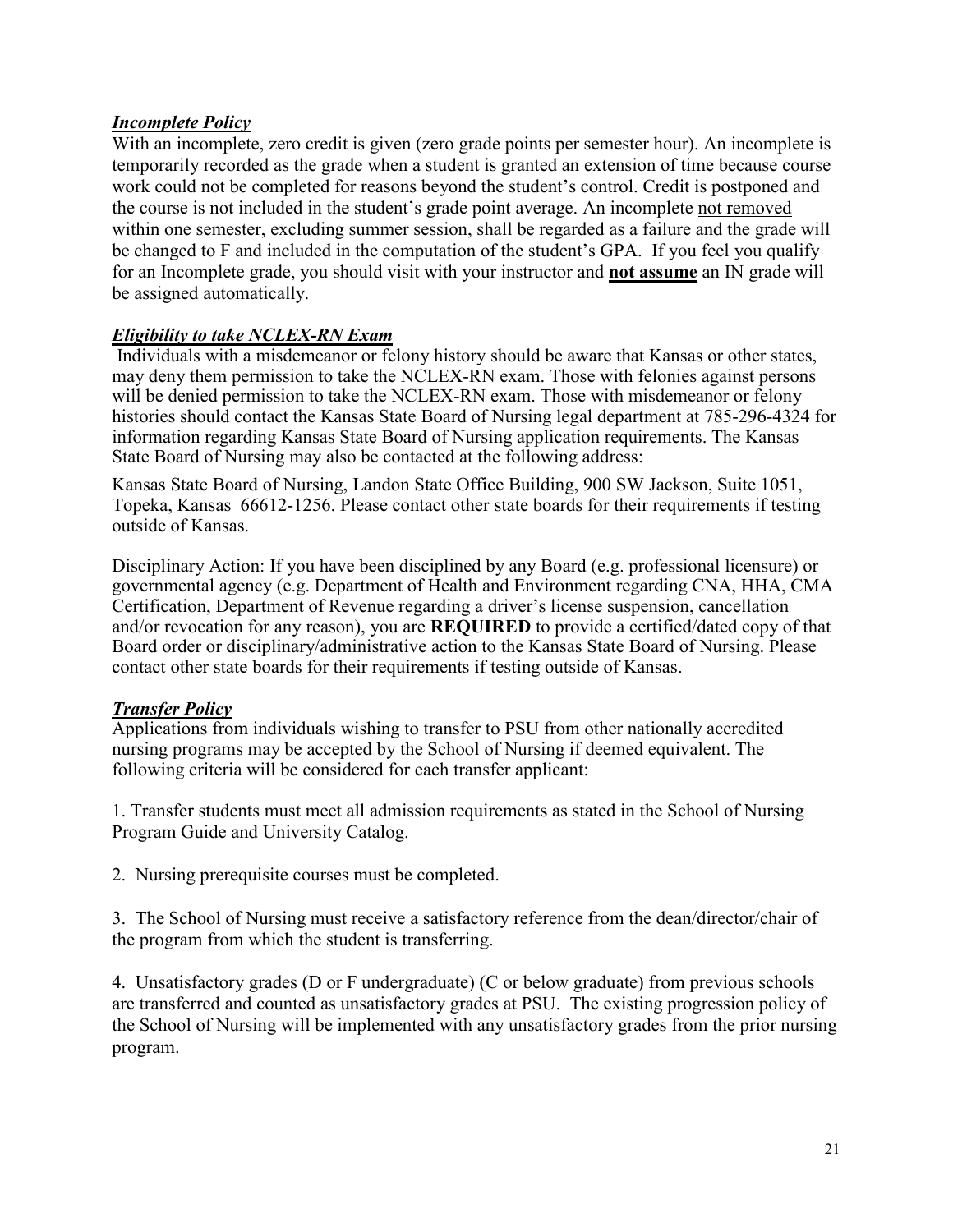### ***Incomplete Policy***

With an incomplete, zero credit is given (zero grade points per semester hour). An incomplete is temporarily recorded as the grade when a student is granted an extension of time because course work could not be completed for reasons beyond the student's control. Credit is postponed and the course is not included in the student's grade point average. An incomplete <u>not removed</u> within one semester, excluding summer session, shall be regarded as a failure and the grade will be changed to F and included in the computation of the student's GPA. If you feel you qualify for an Incomplete grade, you should visit with your instructor and <u>**not assume**</u> an IN grade will be assigned automatically.

### ***Eligibility to take NCLEX-RN Exam***

Individuals with a misdemeanor or felony history should be aware that Kansas or other states, may deny them permission to take the NCLEX-RN exam. Those with felonies against persons will be denied permission to take the NCLEX-RN exam. Those with misdemeanor or felony histories should contact the Kansas State Board of Nursing legal department at 785-296-4324 for information regarding Kansas State Board of Nursing application requirements. The Kansas State Board of Nursing may also be contacted at the following address:

Kansas State Board of Nursing, Landon State Office Building, 900 SW Jackson, Suite 1051, Topeka, Kansas 66612-1256. Please contact other state boards for their requirements if testing outside of Kansas.

Disciplinary Action: If you have been disciplined by any Board (e.g. professional licensure) or governmental agency (e.g. Department of Health and Environment regarding CNA, HHA, CMA Certification, Department of Revenue regarding a driver's license suspension, cancellation and/or revocation for any reason), you are **REQUIRED** to provide a certified/dated copy of that Board order or disciplinary/administrative action to the Kansas State Board of Nursing. Please contact other state boards for their requirements if testing outside of Kansas.

### ***Transfer Policy***

Applications from individuals wishing to transfer to PSU from other nationally accredited nursing programs may be accepted by the School of Nursing if deemed equivalent. The following criteria will be considered for each transfer applicant:

1. Transfer students must meet all admission requirements as stated in the School of Nursing Program Guide and University Catalog.

2. Nursing prerequisite courses must be completed.

3. The School of Nursing must receive a satisfactory reference from the dean/director/chair of the program from which the student is transferring.

4. Unsatisfactory grades (D or F undergraduate) (C or below graduate) from previous schools are transferred and counted as unsatisfactory grades at PSU. The existing progression policy of the School of Nursing will be implemented with any unsatisfactory grades from the prior nursing program.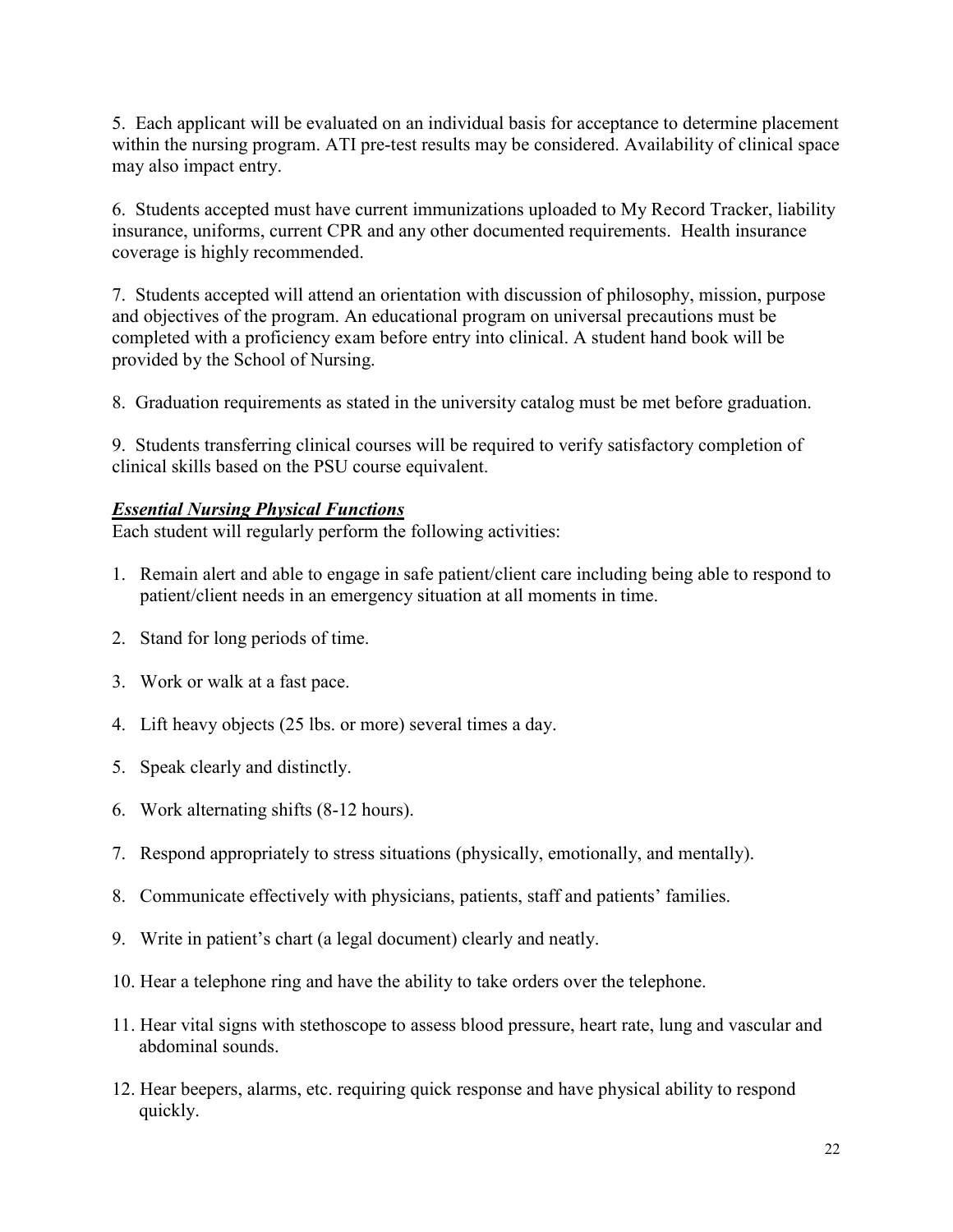5. Each applicant will be evaluated on an individual basis for acceptance to determine placement within the nursing program. ATI pre-test results may be considered. Availability of clinical space may also impact entry.

6. Students accepted must have current immunizations uploaded to My Record Tracker, liability insurance, uniforms, current CPR and any other documented requirements. Health insurance coverage is highly recommended.

7. Students accepted will attend an orientation with discussion of philosophy, mission, purpose and objectives of the program. An educational program on universal precautions must be completed with a proficiency exam before entry into clinical. A student hand book will be provided by the School of Nursing.

8. Graduation requirements as stated in the university catalog must be met before graduation.

9. Students transferring clinical courses will be required to verify satisfactory completion of clinical skills based on the PSU course equivalent.

***Essential Nursing Physical Functions***

Each student will regularly perform the following activities:

1. Remain alert and able to engage in safe patient/client care including being able to respond to patient/client needs in an emergency situation at all moments in time.
2. Stand for long periods of time.
3. Work or walk at a fast pace.
4. Lift heavy objects (25 lbs. or more) several times a day.
5. Speak clearly and distinctly.
6. Work alternating shifts (8-12 hours).
7. Respond appropriately to stress situations (physically, emotionally, and mentally).
8. Communicate effectively with physicians, patients, staff and patients' families.
9. Write in patient's chart (a legal document) clearly and neatly.
10. Hear a telephone ring and have the ability to take orders over the telephone.
11. Hear vital signs with stethoscope to assess blood pressure, heart rate, lung and vascular and abdominal sounds.
12. Hear beepers, alarms, etc. requiring quick response and have physical ability to respond quickly.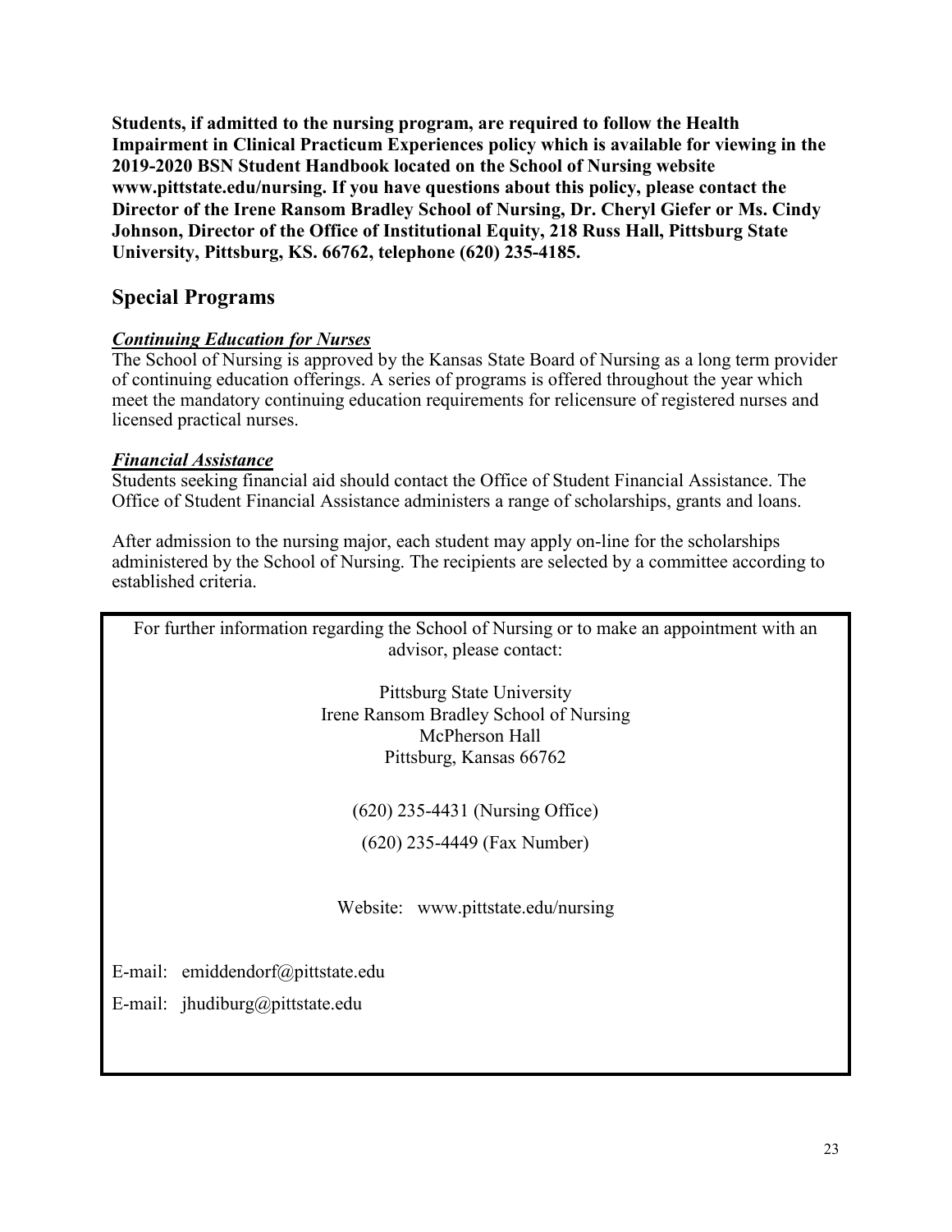**Students, if admitted to the nursing program, are required to follow the Health Impairment in Clinical Practicum Experiences policy which is available for viewing in the 2019-2020 BSN Student Handbook located on the School of Nursing website www.pittstate.edu/nursing. If you have questions about this policy, please contact the Director of the Irene Ransom Bradley School of Nursing, Dr. Cheryl Giefer or Ms. Cindy Johnson, Director of the Office of Institutional Equity, 218 Russ Hall, Pittsburg State University, Pittsburg, KS. 66762, telephone (620) 235-4185.**

## Special Programs

***Continuing Education for Nurses***

The School of Nursing is approved by the Kansas State Board of Nursing as a long term provider of continuing education offerings. A series of programs is offered throughout the year which meet the mandatory continuing education requirements for relicensure of registered nurses and licensed practical nurses.

***Financial Assistance***

Students seeking financial aid should contact the Office of Student Financial Assistance. The Office of Student Financial Assistance administers a range of scholarships, grants and loans.

After admission to the nursing major, each student may apply on-line for the scholarships administered by the School of Nursing. The recipients are selected by a committee according to established criteria.

For further information regarding the School of Nursing or to make an appointment with an advisor, please contact:

Pittsburg State University
Irene Ransom Bradley School of Nursing
McPherson Hall
Pittsburg, Kansas 66762

(620) 235-4431 (Nursing Office)

(620) 235-4449 (Fax Number)

Website: www.pittstate.edu/nursing

E-mail: emiddendorf@pittstate.edu

E-mail: jhudiburg@pittstate.edu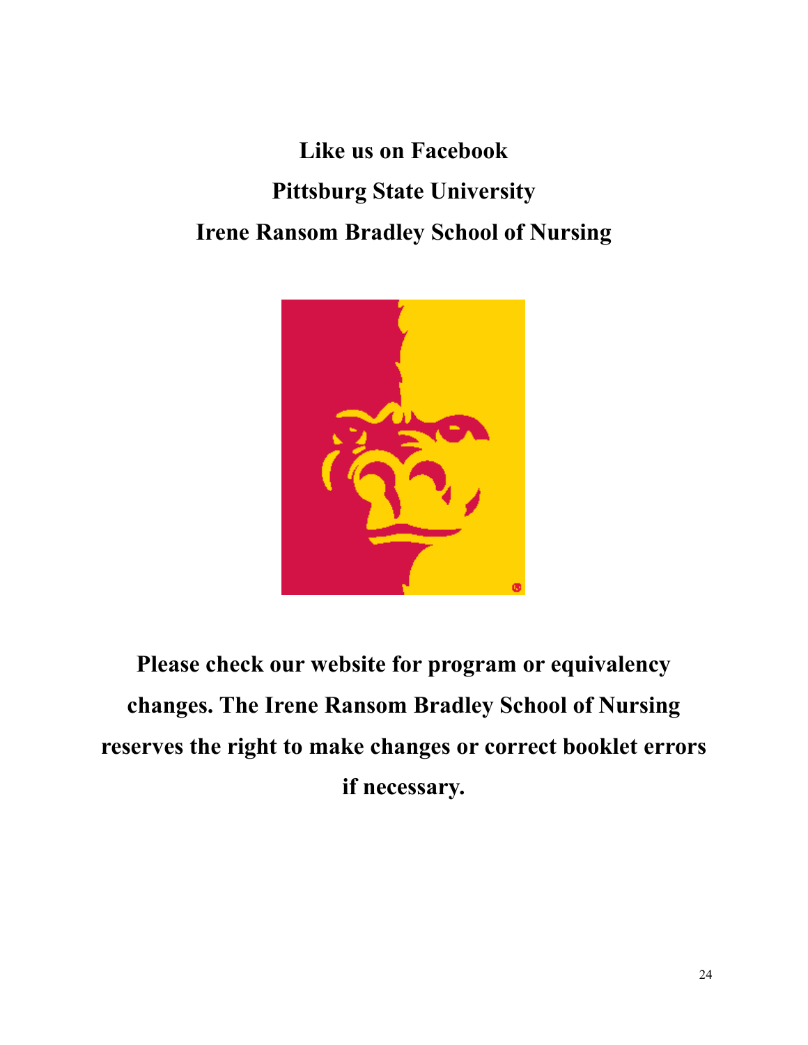**Like us on Facebook**

**Pittsburg State University**

**Irene Ransom Bradley School of Nursing**

**Please check our website for program or equivalency changes. The Irene Ransom Bradley School of Nursing reserves the right to make changes or correct booklet errors if necessary.**